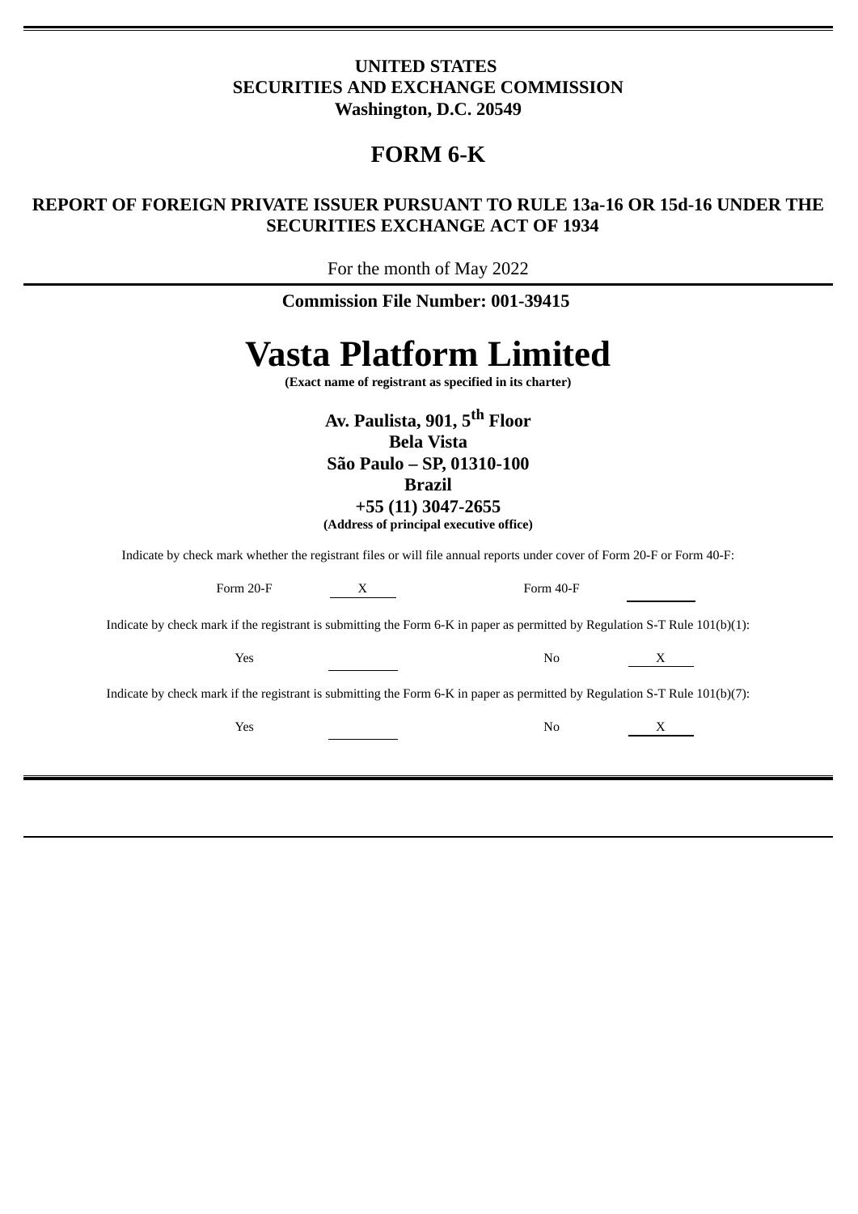**UNITED STATES**
**SECURITIES AND EXCHANGE COMMISSION**
**Washington, D.C. 20549**

# FORM 6-K

**REPORT OF FOREIGN PRIVATE ISSUER PURSUANT TO RULE 13a-16 OR 15d-16 UNDER THE SECURITIES EXCHANGE ACT OF 1934**

For the month of May 2022

**Commission File Number: 001-39415**

# Vasta Platform Limited

**(Exact name of registrant as specified in its charter)**

**Av. Paulista, 901, 5th Floor**
**Bela Vista**
**São Paulo – SP, 01310-100**
**Brazil**
**+55 (11) 3047-2655**
**(Address of principal executive office)**

Indicate by check mark whether the registrant files or will file annual reports under cover of Form 20-F or Form 40-F:

Form 20-F X Form 40-F \_\_\_\_

Indicate by check mark if the registrant is submitting the Form 6-K in paper as permitted by Regulation S-T Rule 101(b)(1):

Yes \_\_\_\_ No X

Indicate by check mark if the registrant is submitting the Form 6-K in paper as permitted by Regulation S-T Rule 101(b)(7):

Yes \_\_\_\_ No X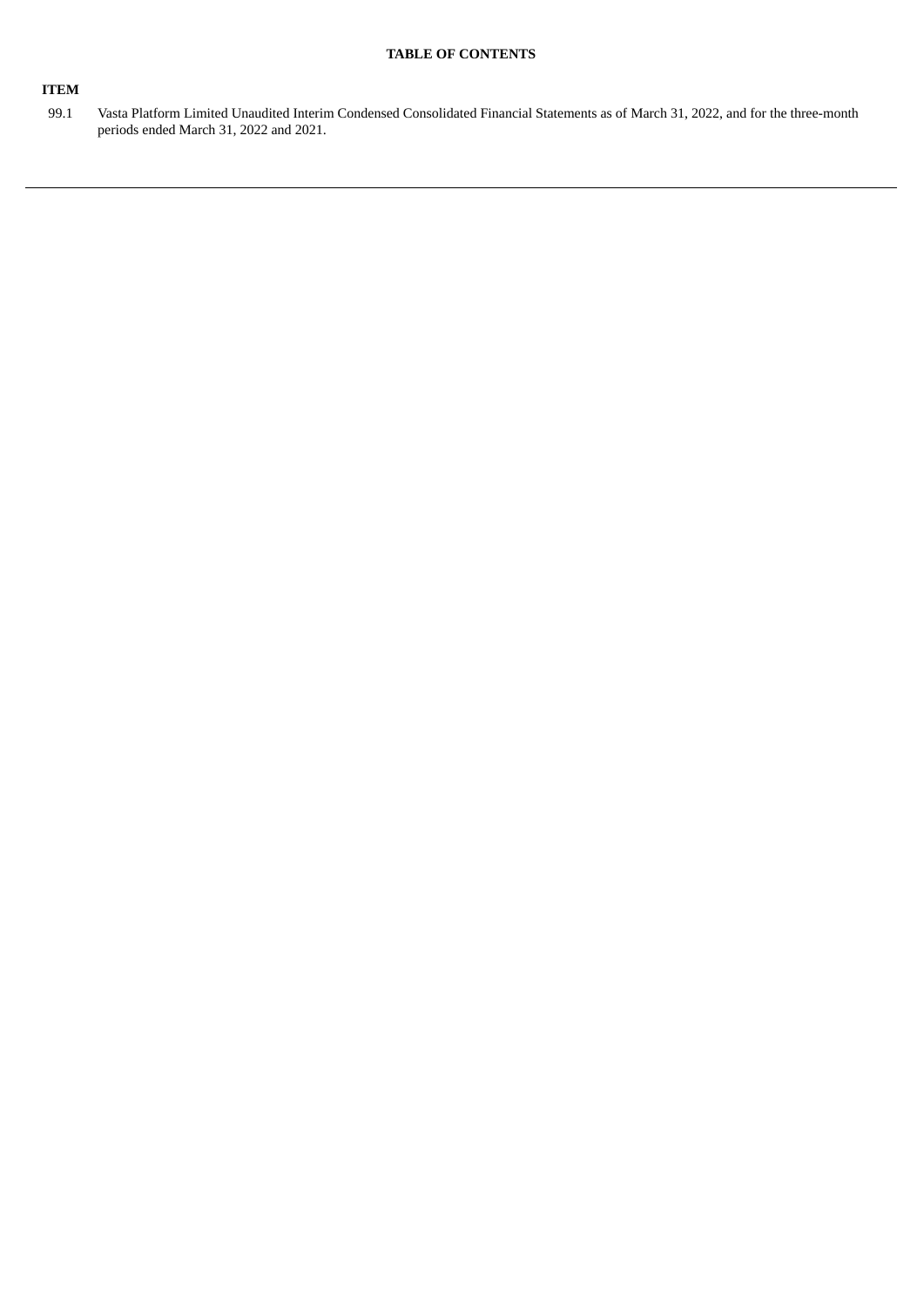**TABLE OF CONTENTS**

| **ITEM** | |
|---|---|
| 99.1 | Vasta Platform Limited Unaudited Interim Condensed Consolidated Financial Statements as of March 31, 2022, and for the three-month periods ended March 31, 2022 and 2021. |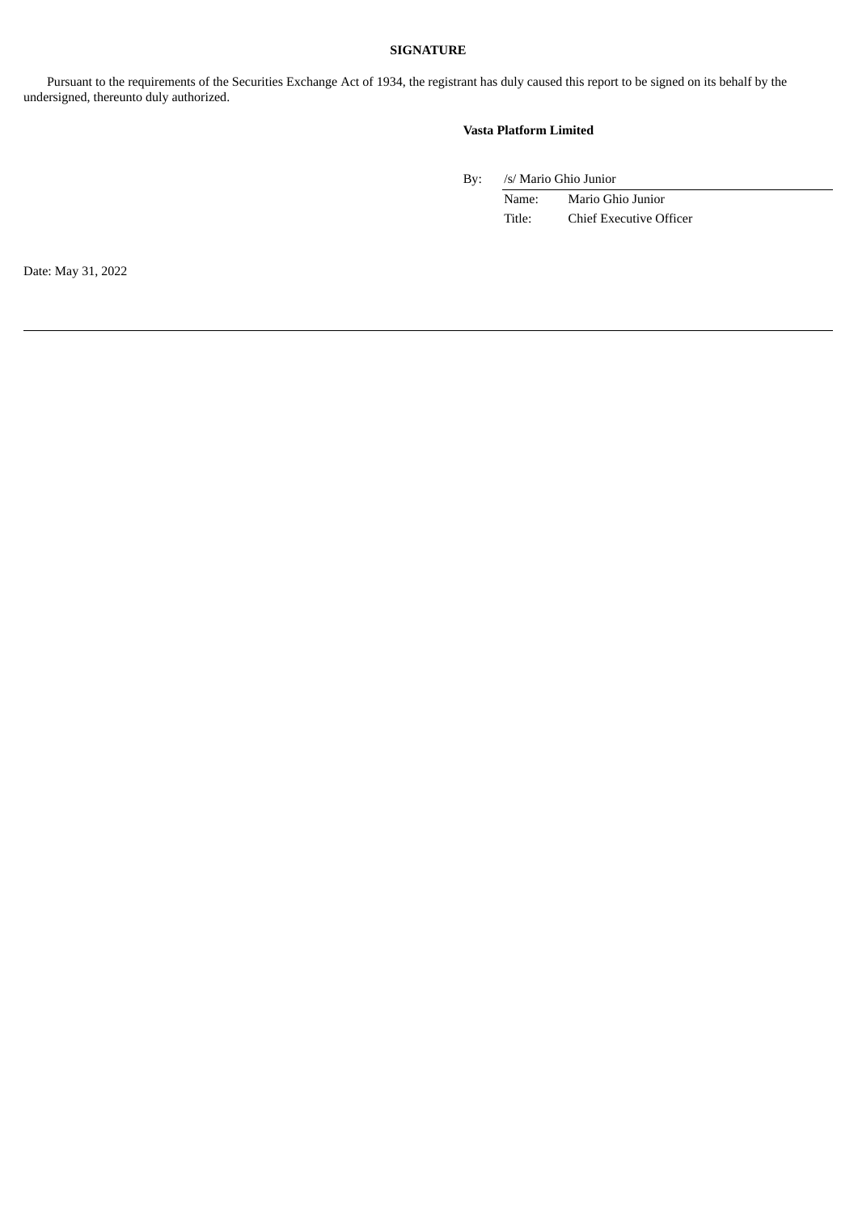**SIGNATURE**

Pursuant to the requirements of the Securities Exchange Act of 1934, the registrant has duly caused this report to be signed on its behalf by the undersigned, thereunto duly authorized.

**Vasta Platform Limited**

By: /s/ Mario Ghio Junior

Name: Mario Ghio Junior

Title: Chief Executive Officer

Date: May 31, 2022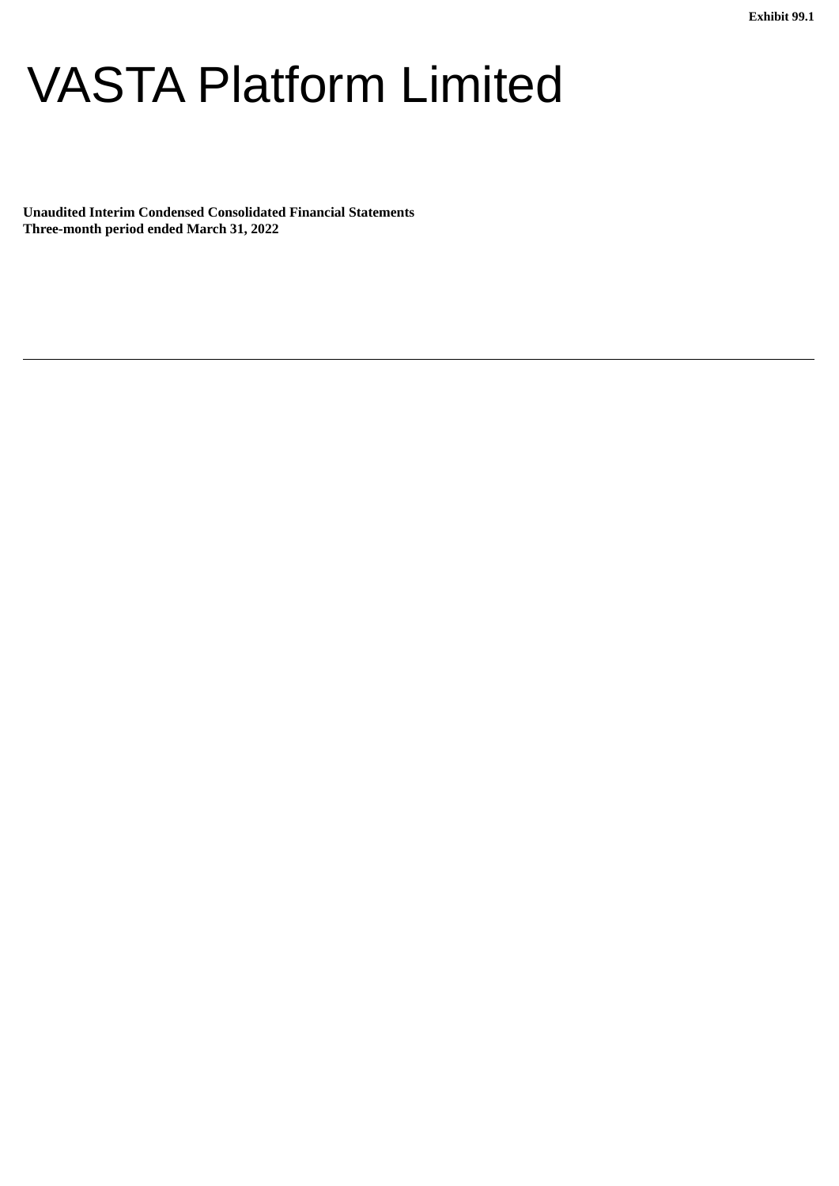Exhibit 99.1

# VASTA Platform Limited

**Unaudited Interim Condensed Consolidated Financial Statements**
**Three-month period ended March 31, 2022**

---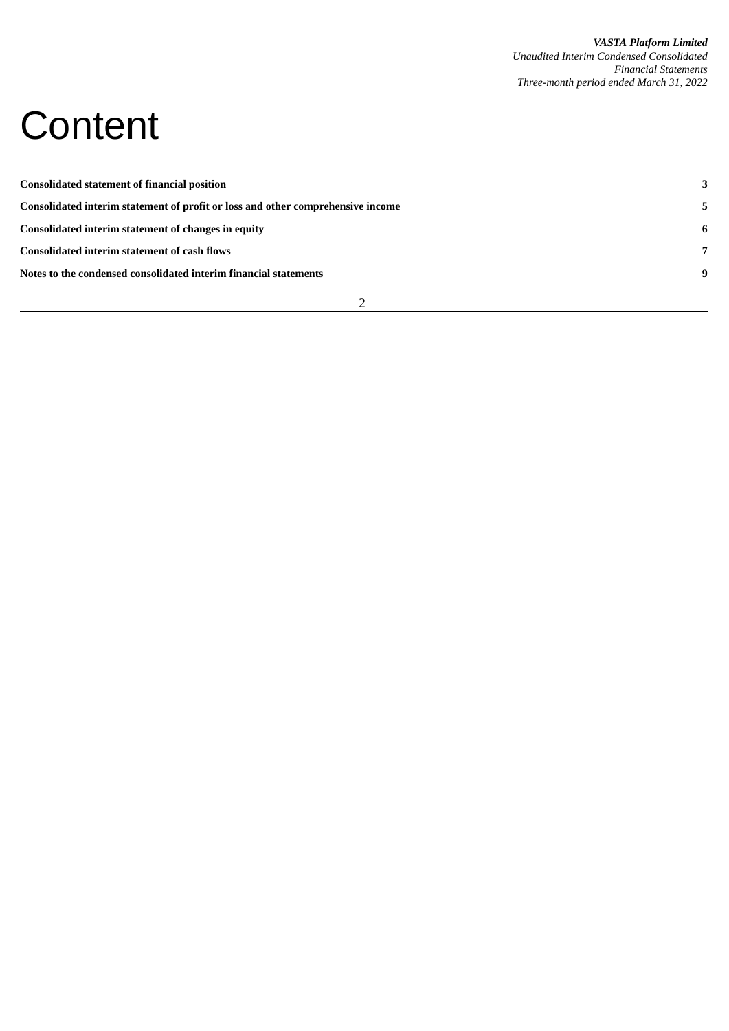# Content

| | |
|---|---|
| **Consolidated statement of financial position** | **3** |
| **Consolidated interim statement of profit or loss and other comprehensive income** | **5** |
| **Consolidated interim statement of changes in equity** | **6** |
| **Consolidated interim statement of cash flows** | **7** |
| **Notes to the condensed consolidated interim financial statements** | **9** |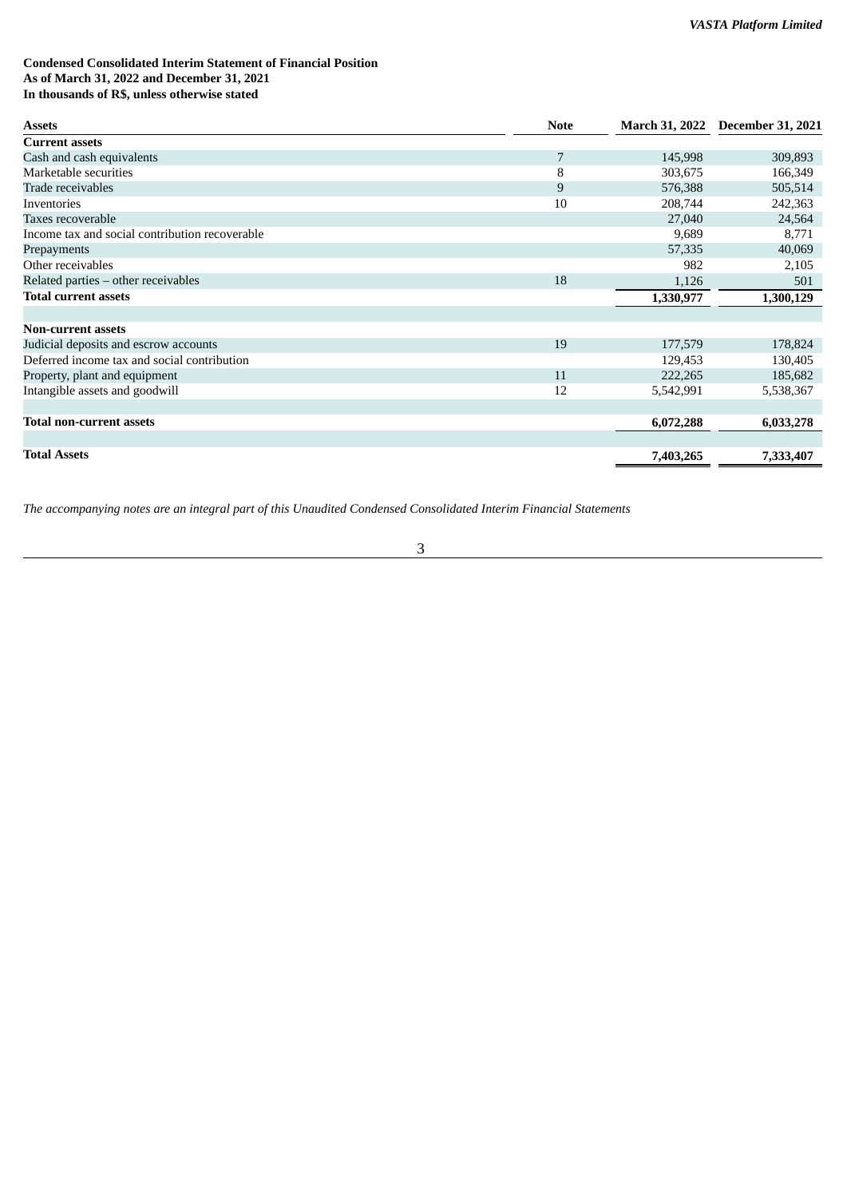**Condensed Consolidated Interim Statement of Financial Position**
**As of March 31, 2022 and December 31, 2021**
**In thousands of R$, unless otherwise stated**

| Assets | Note | March 31, 2022 | December 31, 2021 |
|---|---|---|---|
| **Current assets** | | | |
| Cash and cash equivalents | 7 | 145,998 | 309,893 |
| Marketable securities | 8 | 303,675 | 166,349 |
| Trade receivables | 9 | 576,388 | 505,514 |
| Inventories | 10 | 208,744 | 242,363 |
| Taxes recoverable | | 27,040 | 24,564 |
| Income tax and social contribution recoverable | | 9,689 | 8,771 |
| Prepayments | | 57,335 | 40,069 |
| Other receivables | | 982 | 2,105 |
| Related parties – other receivables | 18 | 1,126 | 501 |
| **Total current assets** | | **1,330,977** | **1,300,129** |
| | | | |
| **Non-current assets** | | | |
| Judicial deposits and escrow accounts | 19 | 177,579 | 178,824 |
| Deferred income tax and social contribution | | 129,453 | 130,405 |
| Property, plant and equipment | 11 | 222,265 | 185,682 |
| Intangible assets and goodwill | 12 | 5,542,991 | 5,538,367 |
| | | | |
| **Total non-current assets** | | **6,072,288** | **6,033,278** |
| | | | |
| **Total Assets** | | **7,403,265** | **7,333,407** |

*The accompanying notes are an integral part of this Unaudited Condensed Consolidated Interim Financial Statements*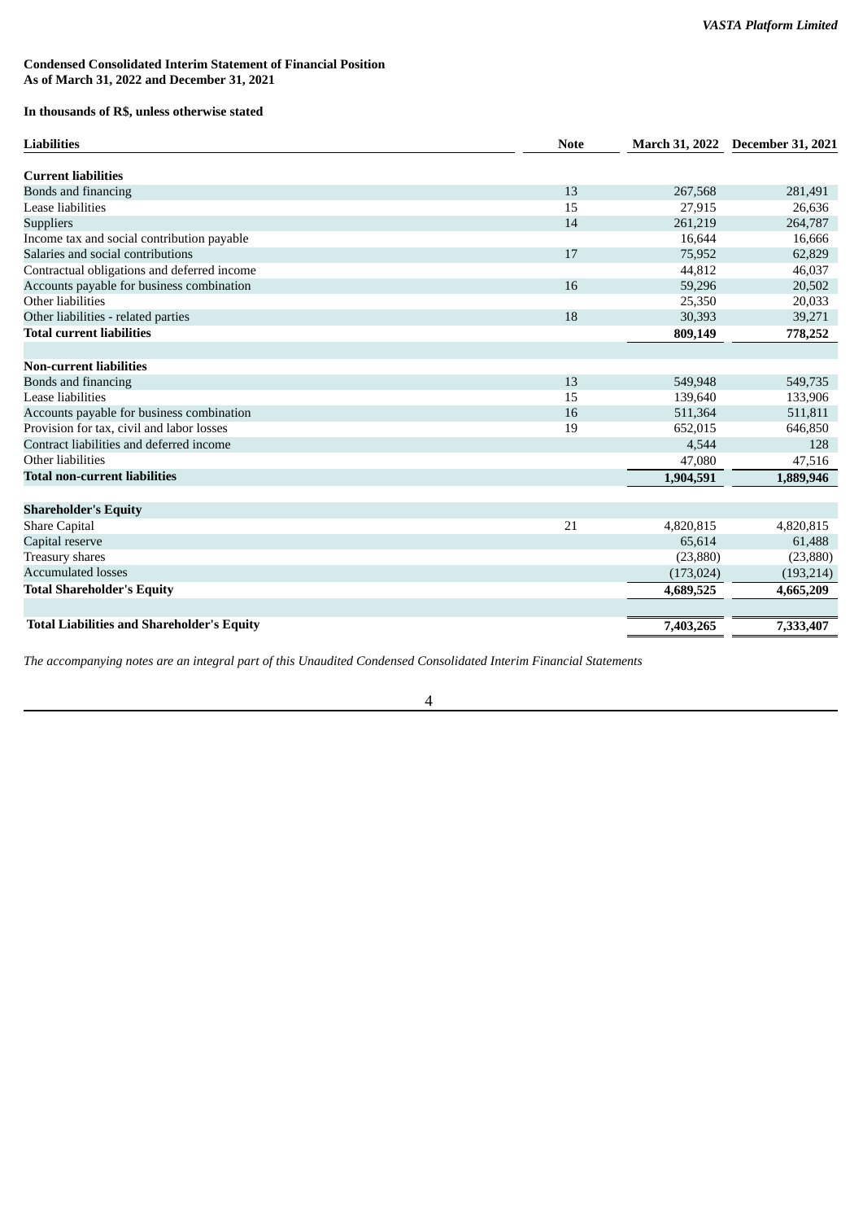**Condensed Consolidated Interim Statement of Financial Position**
**As of March 31, 2022 and December 31, 2021**

**In thousands of R$, unless otherwise stated**

| **Liabilities** | **Note** | **March 31, 2022** | **December 31, 2021** |
|---|---|---|---|
| **Current liabilities** | | | |
| Bonds and financing | 13 | 267,568 | 281,491 |
| Lease liabilities | 15 | 27,915 | 26,636 |
| Suppliers | 14 | 261,219 | 264,787 |
| Income tax and social contribution payable | | 16,644 | 16,666 |
| Salaries and social contributions | 17 | 75,952 | 62,829 |
| Contractual obligations and deferred income | | 44,812 | 46,037 |
| Accounts payable for business combination | 16 | 59,296 | 20,502 |
| Other liabilities | | 25,350 | 20,033 |
| Other liabilities - related parties | 18 | 30,393 | 39,271 |
| **Total current liabilities** | | **809,149** | **778,252** |
| | | | |
| **Non-current liabilities** | | | |
| Bonds and financing | 13 | 549,948 | 549,735 |
| Lease liabilities | 15 | 139,640 | 133,906 |
| Accounts payable for business combination | 16 | 511,364 | 511,811 |
| Provision for tax, civil and labor losses | 19 | 652,015 | 646,850 |
| Contract liabilities and deferred income | | 4,544 | 128 |
| Other liabilities | | 47,080 | 47,516 |
| **Total non-current liabilities** | | **1,904,591** | **1,889,946** |
| | | | |
| **Shareholder's Equity** | | | |
| Share Capital | 21 | 4,820,815 | 4,820,815 |
| Capital reserve | | 65,614 | 61,488 |
| Treasury shares | | (23,880) | (23,880) |
| Accumulated losses | | (173,024) | (193,214) |
| **Total Shareholder's Equity** | | **4,689,525** | **4,665,209** |
| | | | |
| **Total Liabilities and Shareholder's Equity** | | **7,403,265** | **7,333,407** |

*The accompanying notes are an integral part of this Unaudited Condensed Consolidated Interim Financial Statements*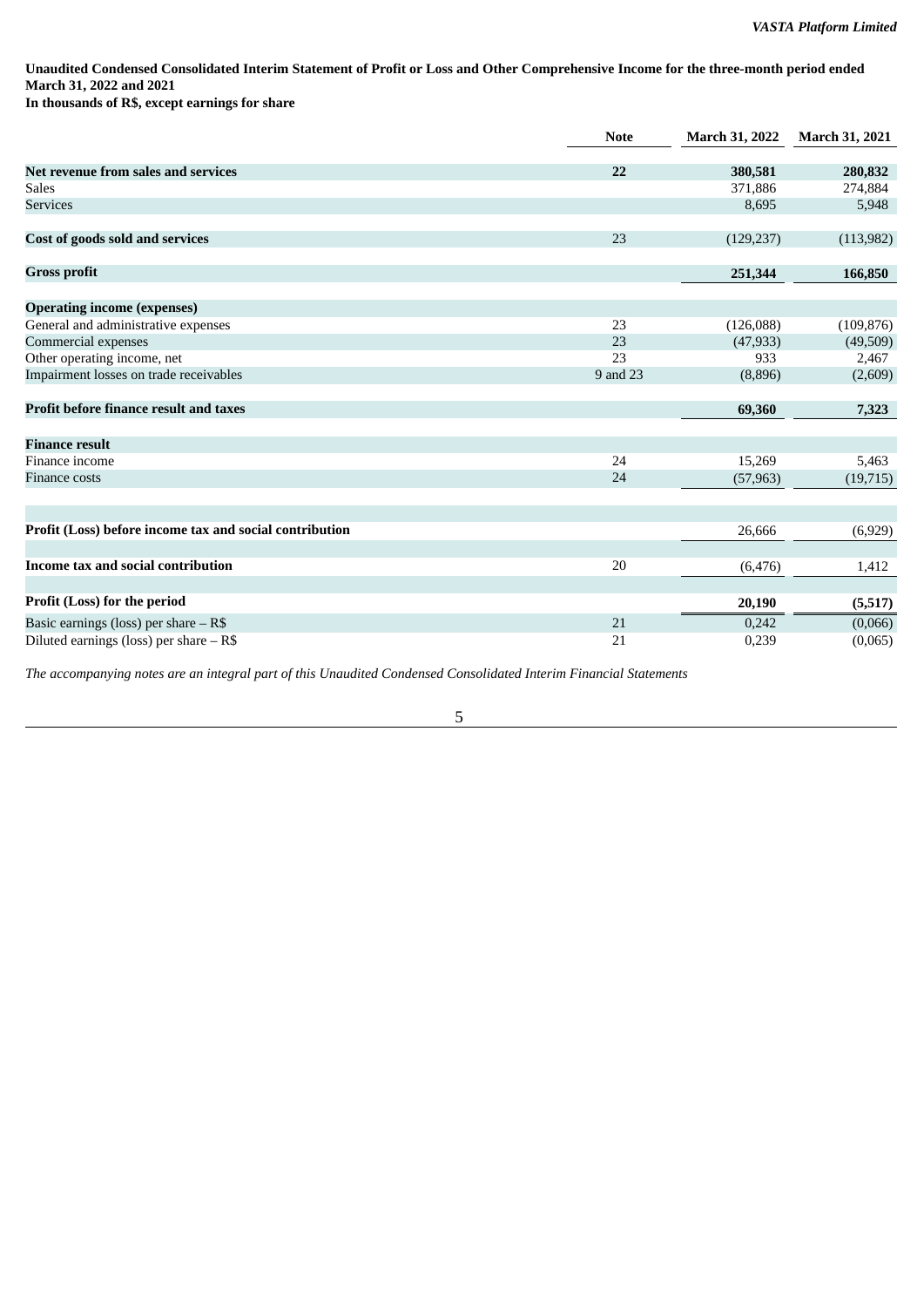**Unaudited Condensed Consolidated Interim Statement of Profit or Loss and Other Comprehensive Income for the three-month period ended March 31, 2022 and 2021**
**In thousands of R$, except earnings for share**

| | Note | March 31, 2022 | March 31, 2021 |
|---|---|---|---|
| **Net revenue from sales and services** | **22** | **380,581** | **280,832** |
| Sales | | 371,886 | 274,884 |
| Services | | 8,695 | 5,948 |
| **Cost of goods sold and services** | 23 | (129,237) | (113,982) |
| **Gross profit** | | **251,344** | **166,850** |
| **Operating income (expenses)** | | | |
| General and administrative expenses | 23 | (126,088) | (109,876) |
| Commercial expenses | 23 | (47,933) | (49,509) |
| Other operating income, net | 23 | 933 | 2,467 |
| Impairment losses on trade receivables | 9 and 23 | (8,896) | (2,609) |
| **Profit before finance result and taxes** | | **69,360** | **7,323** |
| **Finance result** | | | |
| Finance income | 24 | 15,269 | 5,463 |
| Finance costs | 24 | (57,963) | (19,715) |
| **Profit (Loss) before income tax and social contribution** | | 26,666 | (6,929) |
| **Income tax and social contribution** | 20 | (6,476) | 1,412 |
| **Profit (Loss) for the period** | | **20,190** | **(5,517)** |
| Basic earnings (loss) per share – R$ | 21 | 0,242 | (0,066) |
| Diluted earnings (loss) per share – R$ | 21 | 0,239 | (0,065) |

*The accompanying notes are an integral part of this Unaudited Condensed Consolidated Interim Financial Statements*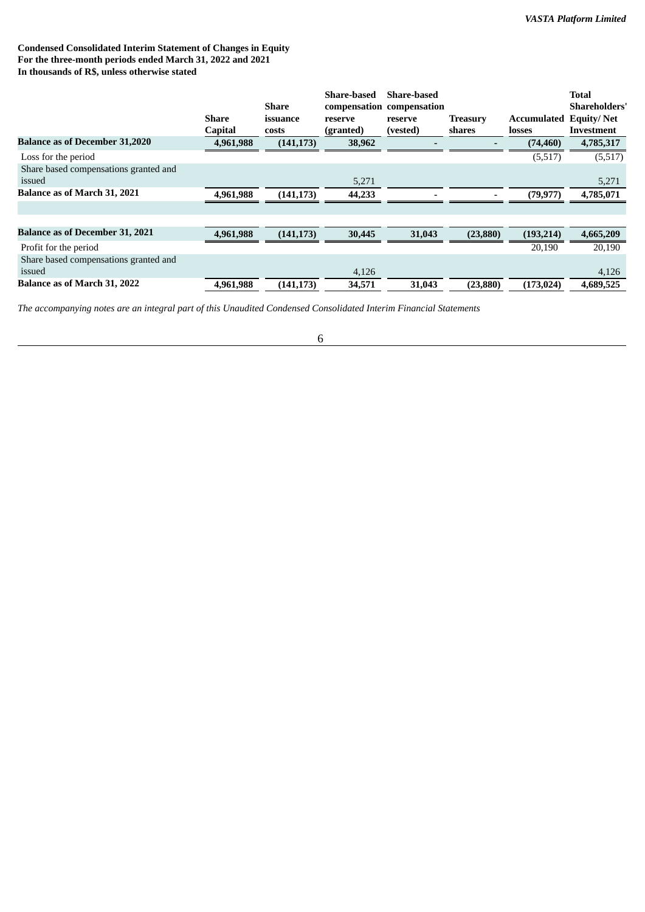**Condensed Consolidated Interim Statement of Changes in Equity**
**For the three-month periods ended March 31, 2022 and 2021**
**In thousands of R$, unless otherwise stated**

| | Share Capital | Share issuance costs | Share-based compensation reserve (granted) | Share-based compensation reserve (vested) | Treasury shares | Accumulated losses | Total Shareholders' Equity/ Net Investment |
|---|---|---|---|---|---|---|---|
| **Balance as of December 31,2020** | **4,961,988** | **(141,173)** | **38,962** | **-** | **-** | **(74,460)** | **4,785,317** |
| Loss for the period | | | | | | (5,517) | (5,517) |
| Share based compensations granted and issued | | | 5,271 | | | | 5,271 |
| **Balance as of March 31, 2021** | **4,961,988** | **(141,173)** | **44,233** | **-** | **-** | **(79,977)** | **4,785,071** |
| | | | | | | | |
| **Balance as of December 31, 2021** | **4,961,988** | **(141,173)** | **30,445** | **31,043** | **(23,880)** | **(193,214)** | **4,665,209** |
| Profit for the period | | | | | | 20,190 | 20,190 |
| Share based compensations granted and issued | | | 4,126 | | | | 4,126 |
| **Balance as of March 31, 2022** | **4,961,988** | **(141,173)** | **34,571** | **31,043** | **(23,880)** | **(173,024)** | **4,689,525** |

*The accompanying notes are an integral part of this Unaudited Condensed Consolidated Interim Financial Statements*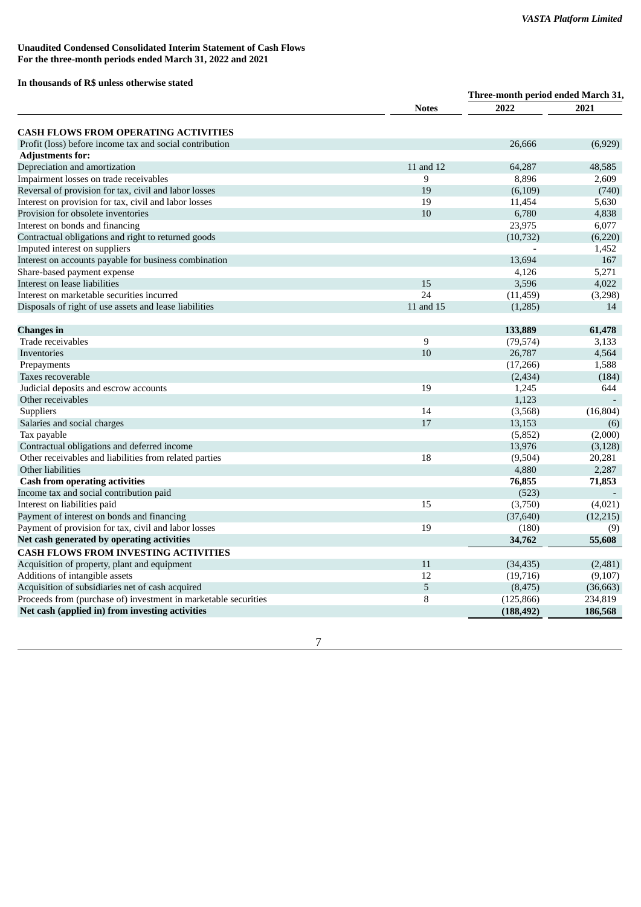**Unaudited Condensed Consolidated Interim Statement of Cash Flows**
**For the three-month periods ended March 31, 2022 and 2021**

**In thousands of R$ unless otherwise stated**

| | Notes | Three-month period ended March 31, 2022 | 2021 |
|---|---|---|---|
| **CASH FLOWS FROM OPERATING ACTIVITIES** | | | |
| Profit (loss) before income tax and social contribution | | 26,666 | (6,929) |
| **Adjustments for:** | | | |
| Depreciation and amortization | 11 and 12 | 64,287 | 48,585 |
| Impairment losses on trade receivables | 9 | 8,896 | 2,609 |
| Reversal of provision for tax, civil and labor losses | 19 | (6,109) | (740) |
| Interest on provision for tax, civil and labor losses | 19 | 11,454 | 5,630 |
| Provision for obsolete inventories | 10 | 6,780 | 4,838 |
| Interest on bonds and financing | | 23,975 | 6,077 |
| Contractual obligations and right to returned goods | | (10,732) | (6,220) |
| Imputed interest on suppliers | | - | 1,452 |
| Interest on accounts payable for business combination | | 13,694 | 167 |
| Share-based payment expense | | 4,126 | 5,271 |
| Interest on lease liabilities | 15 | 3,596 | 4,022 |
| Interest on marketable securities incurred | 24 | (11,459) | (3,298) |
| Disposals of right of use assets and lease liabilities | 11 and 15 | (1,285) | 14 |
| **Changes in** | | **133,889** | **61,478** |
| Trade receivables | 9 | (79,574) | 3,133 |
| Inventories | 10 | 26,787 | 4,564 |
| Prepayments | | (17,266) | 1,588 |
| Taxes recoverable | | (2,434) | (184) |
| Judicial deposits and escrow accounts | 19 | 1,245 | 644 |
| Other receivables | | 1,123 | - |
| Suppliers | 14 | (3,568) | (16,804) |
| Salaries and social charges | 17 | 13,153 | (6) |
| Tax payable | | (5,852) | (2,000) |
| Contractual obligations and deferred income | | 13,976 | (3,128) |
| Other receivables and liabilities from related parties | 18 | (9,504) | 20,281 |
| Other liabilities | | 4,880 | 2,287 |
| **Cash from operating activities** | | **76,855** | **71,853** |
| Income tax and social contribution paid | | (523) | - |
| Interest on liabilities paid | 15 | (3,750) | (4,021) |
| Payment of interest on bonds and financing | | (37,640) | (12,215) |
| Payment of provision for tax, civil and labor losses | 19 | (180) | (9) |
| **Net cash generated by operating activities** | | **34,762** | **55,608** |
| **CASH FLOWS FROM INVESTING ACTIVITIES** | | | |
| Acquisition of property, plant and equipment | 11 | (34,435) | (2,481) |
| Additions of intangible assets | 12 | (19,716) | (9,107) |
| Acquisition of subsidiaries net of cash acquired | 5 | (8,475) | (36,663) |
| Proceeds from (purchase of) investment in marketable securities | 8 | (125,866) | 234,819 |
| **Net cash (applied in) from investing activities** | | **(188,492)** | **186,568** |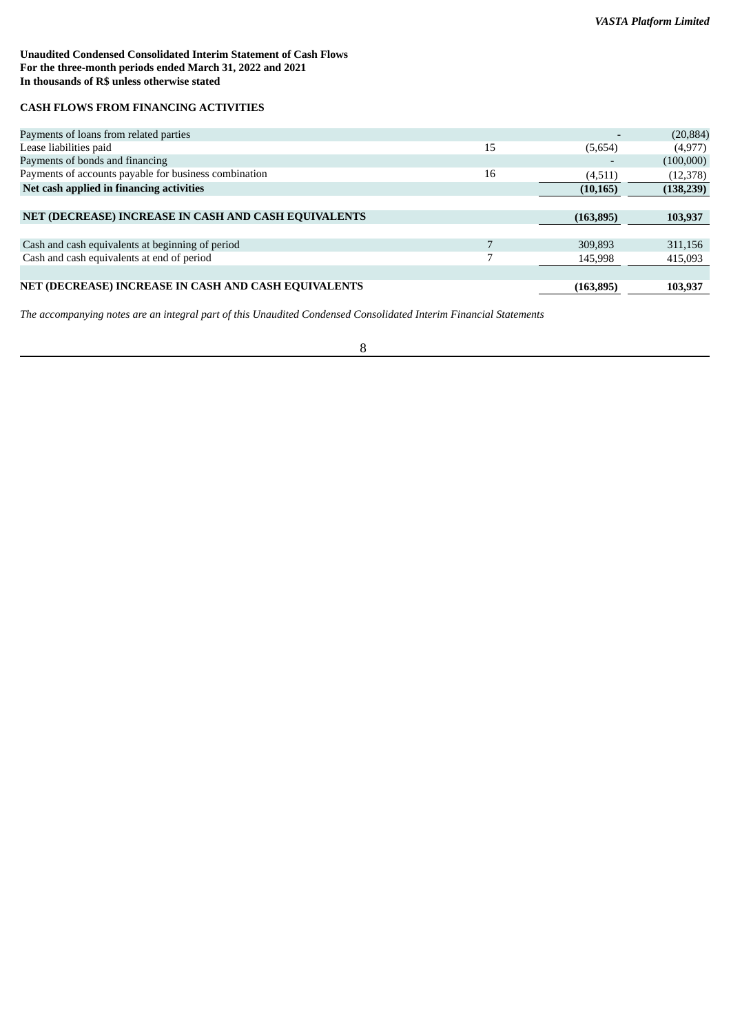**Unaudited Condensed Consolidated Interim Statement of Cash Flows**
**For the three-month periods ended March 31, 2022 and 2021**
**In thousands of R$ unless otherwise stated**

**CASH FLOWS FROM FINANCING ACTIVITIES**

| | | | |
|---|---|---|---|
| Payments of loans from related parties | | - | (20,884) |
| Lease liabilities paid | 15 | (5,654) | (4,977) |
| Payments of bonds and financing | | - | (100,000) |
| Payments of accounts payable for business combination | 16 | (4,511) | (12,378) |
| **Net cash applied in financing activities** | | **(10,165)** | **(138,239)** |
| | | | |
| **NET (DECREASE) INCREASE IN CASH AND CASH EQUIVALENTS** | | **(163,895)** | **103,937** |
| | | | |
| Cash and cash equivalents at beginning of period | 7 | 309,893 | 311,156 |
| Cash and cash equivalents at end of period | 7 | 145,998 | 415,093 |
| | | | |
| **NET (DECREASE) INCREASE IN CASH AND CASH EQUIVALENTS** | | **(163,895)** | **103,937** |

*The accompanying notes are an integral part of this Unaudited Condensed Consolidated Interim Financial Statements*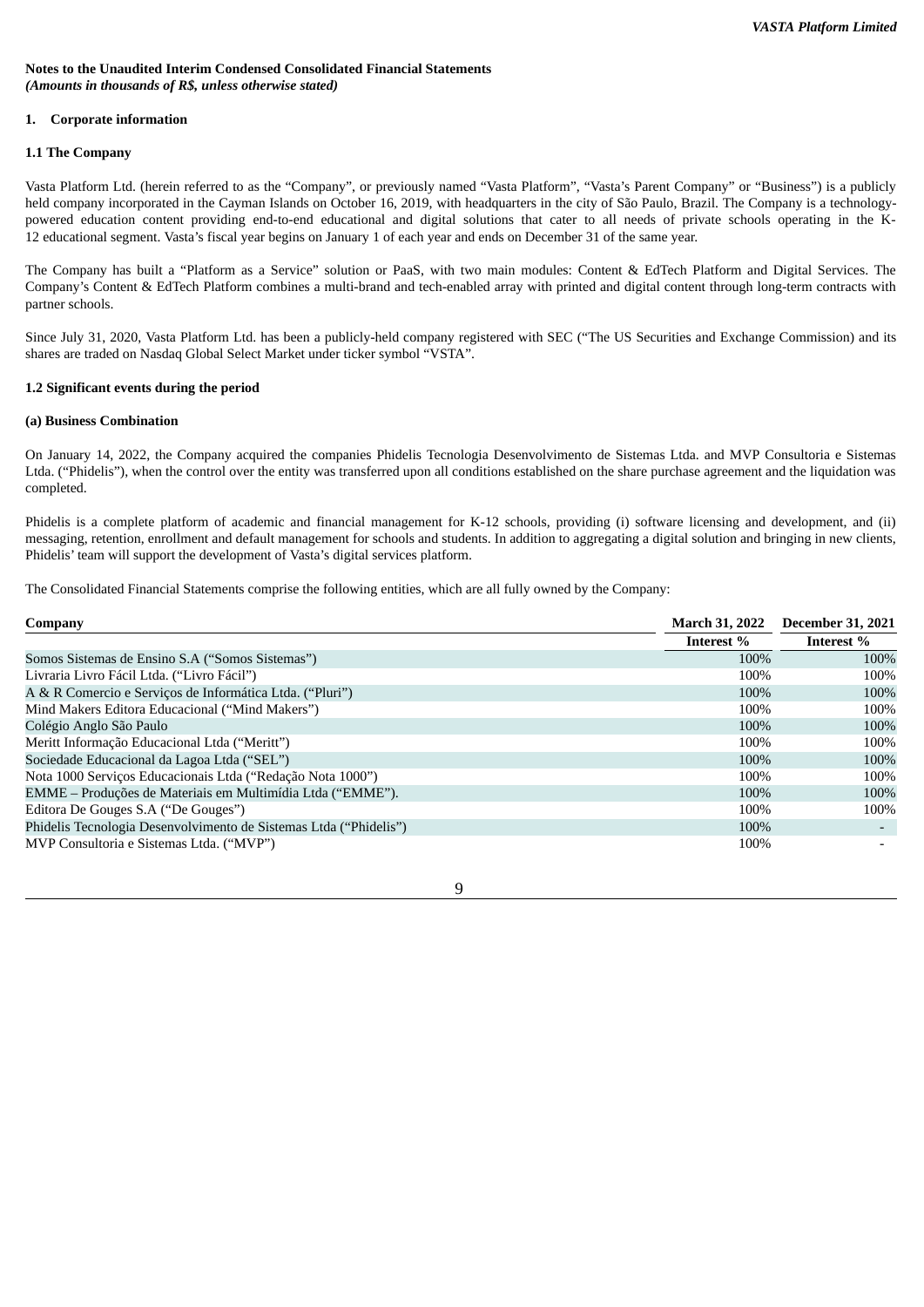**Notes to the Unaudited Interim Condensed Consolidated Financial Statements**
***(Amounts in thousands of R$, unless otherwise stated)***

## 1. Corporate information

### 1.1 The Company

Vasta Platform Ltd. (herein referred to as the "Company", or previously named "Vasta Platform", "Vasta's Parent Company" or "Business") is a publicly held company incorporated in the Cayman Islands on October 16, 2019, with headquarters in the city of São Paulo, Brazil. The Company is a technology-powered education content providing end-to-end educational and digital solutions that cater to all needs of private schools operating in the K-12 educational segment. Vasta's fiscal year begins on January 1 of each year and ends on December 31 of the same year.

The Company has built a "Platform as a Service" solution or PaaS, with two main modules: Content & EdTech Platform and Digital Services. The Company's Content & EdTech Platform combines a multi-brand and tech-enabled array with printed and digital content through long-term contracts with partner schools.

Since July 31, 2020, Vasta Platform Ltd. has been a publicly-held company registered with SEC ("The US Securities and Exchange Commission) and its shares are traded on Nasdaq Global Select Market under ticker symbol "VSTA".

### 1.2 Significant events during the period

#### (a) Business Combination

On January 14, 2022, the Company acquired the companies Phidelis Tecnologia Desenvolvimento de Sistemas Ltda. and MVP Consultoria e Sistemas Ltda. ("Phidelis"), when the control over the entity was transferred upon all conditions established on the share purchase agreement and the liquidation was completed.

Phidelis is a complete platform of academic and financial management for K-12 schools, providing (i) software licensing and development, and (ii) messaging, retention, enrollment and default management for schools and students. In addition to aggregating a digital solution and bringing in new clients, Phidelis' team will support the development of Vasta's digital services platform.

The Consolidated Financial Statements comprise the following entities, which are all fully owned by the Company:

| Company | March 31, 2022 | December 31, 2021 |
|---|---|---|
| | Interest % | Interest % |
| Somos Sistemas de Ensino S.A ("Somos Sistemas") | 100% | 100% |
| Livraria Livro Fácil Ltda. ("Livro Fácil") | 100% | 100% |
| A & R Comercio e Serviços de Informática Ltda. ("Pluri") | 100% | 100% |
| Mind Makers Editora Educacional ("Mind Makers") | 100% | 100% |
| Colégio Anglo São Paulo | 100% | 100% |
| Meritt Informação Educacional Ltda ("Meritt") | 100% | 100% |
| Sociedade Educacional da Lagoa Ltda ("SEL") | 100% | 100% |
| Nota 1000 Serviços Educacionais Ltda ("Redação Nota 1000") | 100% | 100% |
| EMME – Produções de Materiais em Multimídia Ltda ("EMME"). | 100% | 100% |
| Editora De Gouges S.A ("De Gouges") | 100% | 100% |
| Phidelis Tecnologia Desenvolvimento de Sistemas Ltda ("Phidelis") | 100% | - |
| MVP Consultoria e Sistemas Ltda. ("MVP") | 100% | - |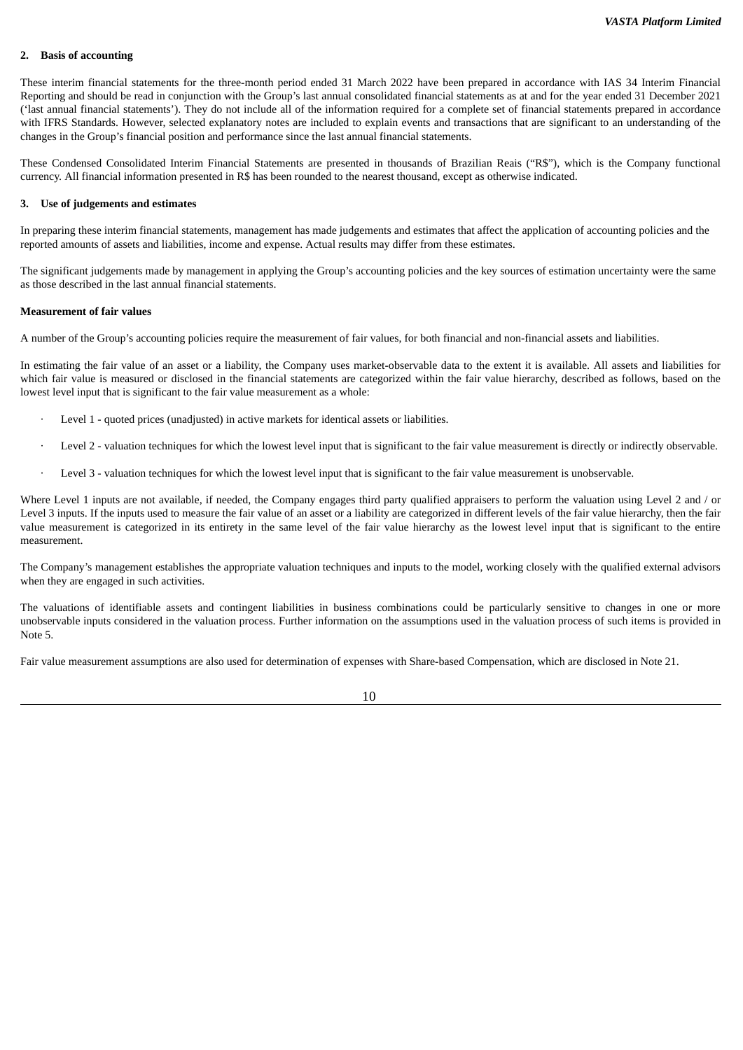## 2. Basis of accounting

These interim financial statements for the three-month period ended 31 March 2022 have been prepared in accordance with IAS 34 Interim Financial Reporting and should be read in conjunction with the Group's last annual consolidated financial statements as at and for the year ended 31 December 2021 ('last annual financial statements'). They do not include all of the information required for a complete set of financial statements prepared in accordance with IFRS Standards. However, selected explanatory notes are included to explain events and transactions that are significant to an understanding of the changes in the Group's financial position and performance since the last annual financial statements.

These Condensed Consolidated Interim Financial Statements are presented in thousands of Brazilian Reais ("R$"), which is the Company functional currency. All financial information presented in R$ has been rounded to the nearest thousand, except as otherwise indicated.

## 3. Use of judgements and estimates

In preparing these interim financial statements, management has made judgements and estimates that affect the application of accounting policies and the reported amounts of assets and liabilities, income and expense. Actual results may differ from these estimates.

The significant judgements made by management in applying the Group's accounting policies and the key sources of estimation uncertainty were the same as those described in the last annual financial statements.

**Measurement of fair values**

A number of the Group's accounting policies require the measurement of fair values, for both financial and non-financial assets and liabilities.

In estimating the fair value of an asset or a liability, the Company uses market-observable data to the extent it is available. All assets and liabilities for which fair value is measured or disclosed in the financial statements are categorized within the fair value hierarchy, described as follows, based on the lowest level input that is significant to the fair value measurement as a whole:

- Level 1 - quoted prices (unadjusted) in active markets for identical assets or liabilities.
- Level 2 - valuation techniques for which the lowest level input that is significant to the fair value measurement is directly or indirectly observable.
- Level 3 - valuation techniques for which the lowest level input that is significant to the fair value measurement is unobservable.

Where Level 1 inputs are not available, if needed, the Company engages third party qualified appraisers to perform the valuation using Level 2 and / or Level 3 inputs. If the inputs used to measure the fair value of an asset or a liability are categorized in different levels of the fair value hierarchy, then the fair value measurement is categorized in its entirety in the same level of the fair value hierarchy as the lowest level input that is significant to the entire measurement.

The Company's management establishes the appropriate valuation techniques and inputs to the model, working closely with the qualified external advisors when they are engaged in such activities.

The valuations of identifiable assets and contingent liabilities in business combinations could be particularly sensitive to changes in one or more unobservable inputs considered in the valuation process. Further information on the assumptions used in the valuation process of such items is provided in Note 5.

Fair value measurement assumptions are also used for determination of expenses with Share-based Compensation, which are disclosed in Note 21.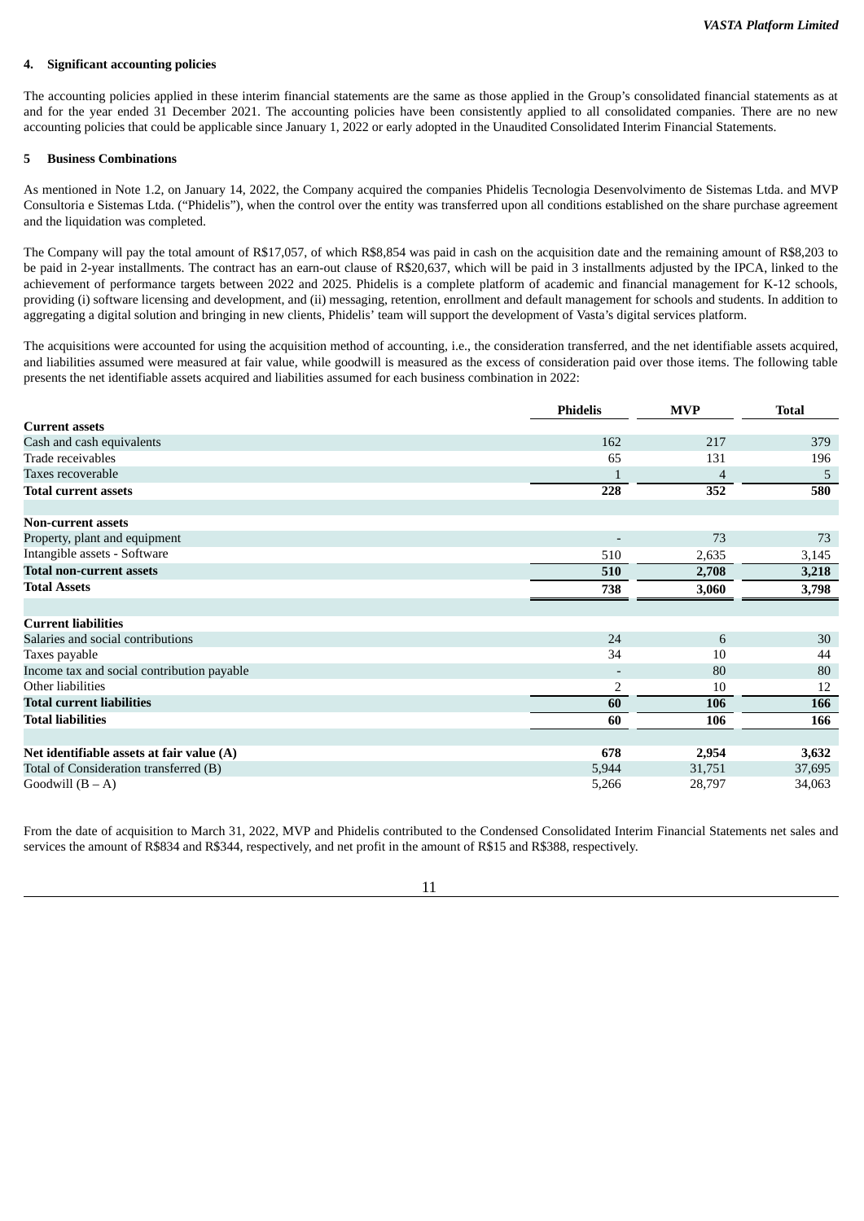## 4. Significant accounting policies

The accounting policies applied in these interim financial statements are the same as those applied in the Group's consolidated financial statements as at and for the year ended 31 December 2021. The accounting policies have been consistently applied to all consolidated companies. There are no new accounting policies that could be applicable since January 1, 2022 or early adopted in the Unaudited Consolidated Interim Financial Statements.

## 5 Business Combinations

As mentioned in Note 1.2, on January 14, 2022, the Company acquired the companies Phidelis Tecnologia Desenvolvimento de Sistemas Ltda. and MVP Consultoria e Sistemas Ltda. ("Phidelis"), when the control over the entity was transferred upon all conditions established on the share purchase agreement and the liquidation was completed.

The Company will pay the total amount of R$17,057, of which R$8,854 was paid in cash on the acquisition date and the remaining amount of R$8,203 to be paid in 2-year installments. The contract has an earn-out clause of R$20,637, which will be paid in 3 installments adjusted by the IPCA, linked to the achievement of performance targets between 2022 and 2025. Phidelis is a complete platform of academic and financial management for K-12 schools, providing (i) software licensing and development, and (ii) messaging, retention, enrollment and default management for schools and students. In addition to aggregating a digital solution and bringing in new clients, Phidelis' team will support the development of Vasta's digital services platform.

The acquisitions were accounted for using the acquisition method of accounting, i.e., the consideration transferred, and the net identifiable assets acquired, and liabilities assumed were measured at fair value, while goodwill is measured as the excess of consideration paid over those items. The following table presents the net identifiable assets acquired and liabilities assumed for each business combination in 2022:

| | Phidelis | MVP | Total |
|---|---|---|---|
| **Current assets** | | | |
| Cash and cash equivalents | 162 | 217 | 379 |
| Trade receivables | 65 | 131 | 196 |
| Taxes recoverable | 1 | 4 | 5 |
| **Total current assets** | **228** | **352** | **580** |
| | | | |
| **Non-current assets** | | | |
| Property, plant and equipment | - | 73 | 73 |
| Intangible assets - Software | 510 | 2,635 | 3,145 |
| **Total non-current assets** | **510** | **2,708** | **3,218** |
| **Total Assets** | **738** | **3,060** | **3,798** |
| | | | |
| **Current liabilities** | | | |
| Salaries and social contributions | 24 | 6 | 30 |
| Taxes payable | 34 | 10 | 44 |
| Income tax and social contribution payable | - | 80 | 80 |
| Other liabilities | 2 | 10 | 12 |
| **Total current liabilities** | **60** | **106** | **166** |
| **Total liabilities** | **60** | **106** | **166** |
| | | | |
| **Net identifiable assets at fair value (A)** | **678** | **2,954** | **3,632** |
| Total of Consideration transferred (B) | 5,944 | 31,751 | 37,695 |
| Goodwill (B – A) | 5,266 | 28,797 | 34,063 |

From the date of acquisition to March 31, 2022, MVP and Phidelis contributed to the Condensed Consolidated Interim Financial Statements net sales and services the amount of R$834 and R$344, respectively, and net profit in the amount of R$15 and R$388, respectively.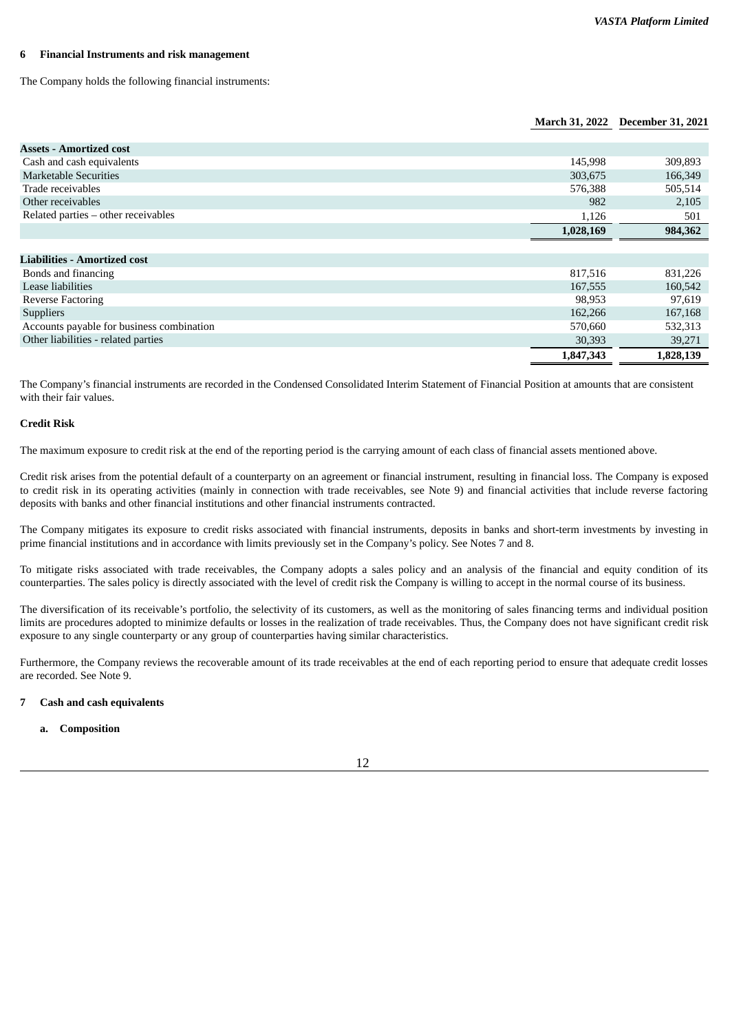## 6 Financial Instruments and risk management

The Company holds the following financial instruments:

| | March 31, 2022 | December 31, 2021 |
|---|---|---|
| **Assets - Amortized cost** | | |
| Cash and cash equivalents | 145,998 | 309,893 |
| Marketable Securities | 303,675 | 166,349 |
| Trade receivables | 576,388 | 505,514 |
| Other receivables | 982 | 2,105 |
| Related parties – other receivables | 1,126 | 501 |
| | **1,028,169** | **984,362** |
| **Liabilities - Amortized cost** | | |
| Bonds and financing | 817,516 | 831,226 |
| Lease liabilities | 167,555 | 160,542 |
| Reverse Factoring | 98,953 | 97,619 |
| Suppliers | 162,266 | 167,168 |
| Accounts payable for business combination | 570,660 | 532,313 |
| Other liabilities - related parties | 30,393 | 39,271 |
| | **1,847,343** | **1,828,139** |

The Company's financial instruments are recorded in the Condensed Consolidated Interim Statement of Financial Position at amounts that are consistent with their fair values.

**Credit Risk**

The maximum exposure to credit risk at the end of the reporting period is the carrying amount of each class of financial assets mentioned above.

Credit risk arises from the potential default of a counterparty on an agreement or financial instrument, resulting in financial loss. The Company is exposed to credit risk in its operating activities (mainly in connection with trade receivables, see Note 9) and financial activities that include reverse factoring deposits with banks and other financial institutions and other financial instruments contracted.

The Company mitigates its exposure to credit risks associated with financial instruments, deposits in banks and short-term investments by investing in prime financial institutions and in accordance with limits previously set in the Company's policy. See Notes 7 and 8.

To mitigate risks associated with trade receivables, the Company adopts a sales policy and an analysis of the financial and equity condition of its counterparties. The sales policy is directly associated with the level of credit risk the Company is willing to accept in the normal course of its business.

The diversification of its receivable's portfolio, the selectivity of its customers, as well as the monitoring of sales financing terms and individual position limits are procedures adopted to minimize defaults or losses in the realization of trade receivables. Thus, the Company does not have significant credit risk exposure to any single counterparty or any group of counterparties having similar characteristics.

Furthermore, the Company reviews the recoverable amount of its trade receivables at the end of each reporting period to ensure that adequate credit losses are recorded. See Note 9.

## 7 Cash and cash equivalents

### a. Composition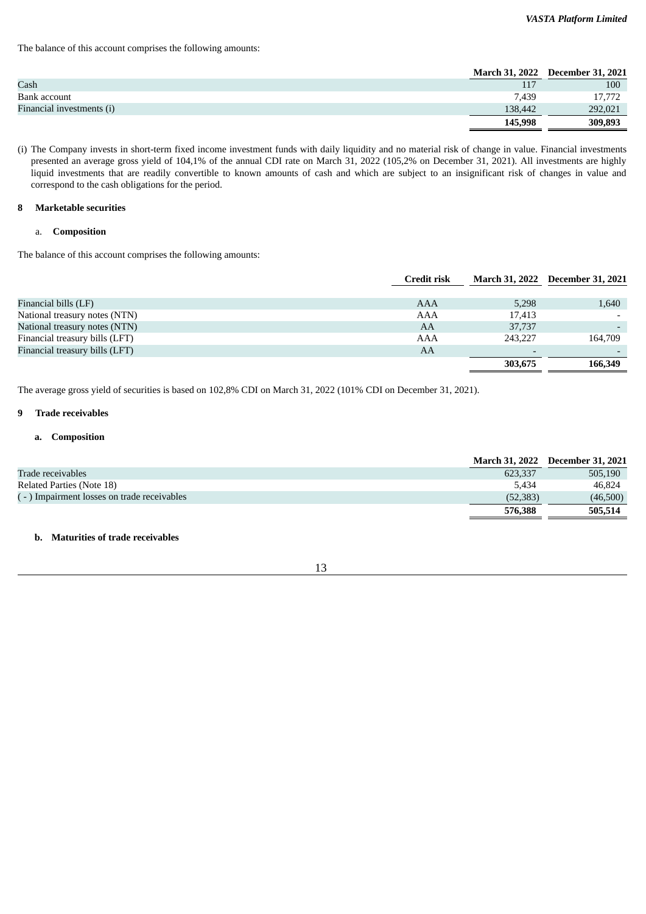The balance of this account comprises the following amounts:

| | March 31, 2022 | December 31, 2021 |
|---|---|---|
| Cash | 117 | 100 |
| Bank account | 7,439 | 17,772 |
| Financial investments (i) | 138,442 | 292,021 |
| | **145,998** | **309,893** |

(i) The Company invests in short-term fixed income investment funds with daily liquidity and no material risk of change in value. Financial investments presented an average gross yield of 104,1% of the annual CDI rate on March 31, 2022 (105,2% on December 31, 2021). All investments are highly liquid investments that are readily convertible to known amounts of cash and which are subject to an insignificant risk of changes in value and correspond to the cash obligations for the period.

## 8 Marketable securities

### a. Composition

The balance of this account comprises the following amounts:

| | Credit risk | March 31, 2022 | December 31, 2021 |
|---|---|---|---|
| Financial bills (LF) | AAA | 5,298 | 1,640 |
| National treasury notes (NTN) | AAA | 17,413 | - |
| National treasury notes (NTN) | AA | 37,737 | - |
| Financial treasury bills (LFT) | AAA | 243,227 | 164,709 |
| Financial treasury bills (LFT) | AA | - | - |
| | | **303,675** | **166,349** |

The average gross yield of securities is based on 102,8% CDI on March 31, 2022 (101% CDI on December 31, 2021).

## 9 Trade receivables

### a. Composition

| | March 31, 2022 | December 31, 2021 |
|---|---|---|
| Trade receivables | 623,337 | 505,190 |
| Related Parties (Note 18) | 5,434 | 46,824 |
| ( - ) Impairment losses on trade receivables | (52,383) | (46,500) |
| | **576,388** | **505,514** |

### b. Maturities of trade receivables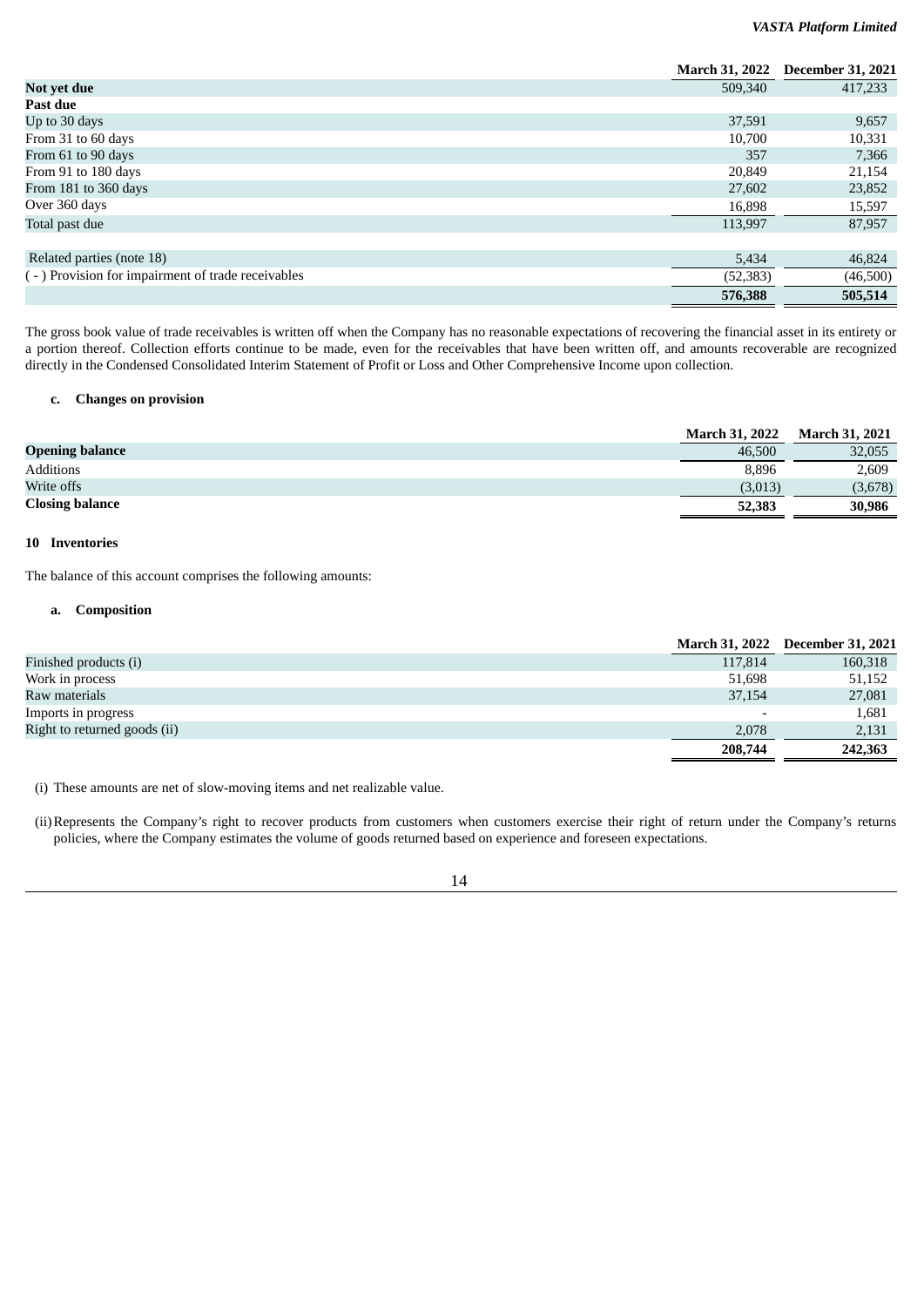| | March 31, 2022 | December 31, 2021 |
|---|---|---|
| **Not yet due** | 509,340 | 417,233 |
| **Past due** | | |
| Up to 30 days | 37,591 | 9,657 |
| From 31 to 60 days | 10,700 | 10,331 |
| From 61 to 90 days | 357 | 7,366 |
| From 91 to 180 days | 20,849 | 21,154 |
| From 181 to 360 days | 27,602 | 23,852 |
| Over 360 days | 16,898 | 15,597 |
| Total past due | 113,997 | 87,957 |
| | | |
| Related parties (note 18) | 5,434 | 46,824 |
| ( - ) Provision for impairment of trade receivables | (52,383) | (46,500) |
| | **576,388** | **505,514** |

The gross book value of trade receivables is written off when the Company has no reasonable expectations of recovering the financial asset in its entirety or a portion thereof. Collection efforts continue to be made, even for the receivables that have been written off, and amounts recoverable are recognized directly in the Condensed Consolidated Interim Statement of Profit or Loss and Other Comprehensive Income upon collection.

### c. Changes on provision

| | March 31, 2022 | March 31, 2021 |
|---|---|---|
| **Opening balance** | 46,500 | 32,055 |
| Additions | 8,896 | 2,609 |
| Write offs | (3,013) | (3,678) |
| **Closing balance** | **52,383** | **30,986** |

## 10 Inventories

The balance of this account comprises the following amounts:

### a. Composition

| | March 31, 2022 | December 31, 2021 |
|---|---|---|
| Finished products (i) | 117,814 | 160,318 |
| Work in process | 51,698 | 51,152 |
| Raw materials | 37,154 | 27,081 |
| Imports in progress | - | 1,681 |
| Right to returned goods (ii) | 2,078 | 2,131 |
| | **208,744** | **242,363** |

(i) These amounts are net of slow-moving items and net realizable value.

(ii) Represents the Company's right to recover products from customers when customers exercise their right of return under the Company's returns policies, where the Company estimates the volume of goods returned based on experience and foreseen expectations.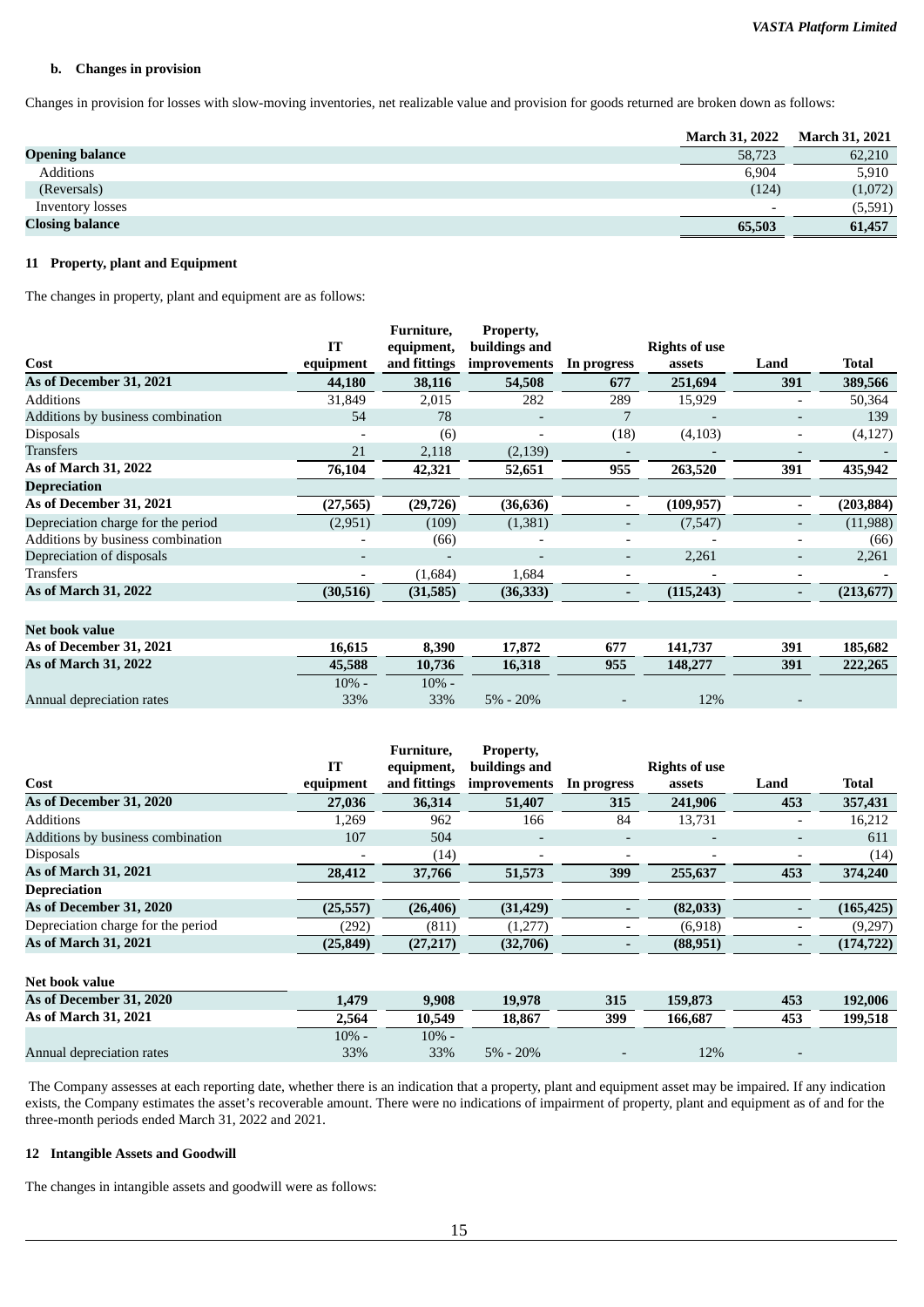### b. Changes in provision

Changes in provision for losses with slow-moving inventories, net realizable value and provision for goods returned are broken down as follows:

| | March 31, 2022 | March 31, 2021 |
|---|---|---|
| **Opening balance** | 58,723 | 62,210 |
| Additions | 6,904 | 5,910 |
| (Reversals) | (124) | (1,072) |
| Inventory losses | - | (5,591) |
| **Closing balance** | **65,503** | **61,457** |

## 11 Property, plant and Equipment

The changes in property, plant and equipment are as follows:

| Cost | IT equipment | Furniture, equipment, and fittings | Property, buildings and improvements | In progress | Rights of use assets | Land | Total |
|---|---|---|---|---|---|---|---|
| **As of December 31, 2021** | **44,180** | **38,116** | **54,508** | **677** | **251,694** | **391** | **389,566** |
| Additions | 31,849 | 2,015 | 282 | 289 | 15,929 | - | 50,364 |
| Additions by business combination | 54 | 78 | - | 7 | - | - | 139 |
| Disposals | - | (6) | - | (18) | (4,103) | - | (4,127) |
| Transfers | 21 | 2,118 | (2,139) | - | - | - | - |
| **As of March 31, 2022** | **76,104** | **42,321** | **52,651** | **955** | **263,520** | **391** | **435,942** |
| **Depreciation** | | | | | | | |
| **As of December 31, 2021** | **(27,565)** | **(29,726)** | **(36,636)** | **-** | **(109,957)** | **-** | **(203,884)** |
| Depreciation charge for the period | (2,951) | (109) | (1,381) | - | (7,547) | - | (11,988) |
| Additions by business combination | - | (66) | - | - | - | - | (66) |
| Depreciation of disposals | - | - | - | - | 2,261 | - | 2,261 |
| Transfers | - | (1,684) | 1,684 | - | - | - | - |
| **As of March 31, 2022** | **(30,516)** | **(31,585)** | **(36,333)** | **-** | **(115,243)** | **-** | **(213,677)** |
| | | | | | | | |
| **Net book value** | | | | | | | |
| **As of December 31, 2021** | **16,615** | **8,390** | **17,872** | **677** | **141,737** | **391** | **185,682** |
| **As of March 31, 2022** | **45,588** | **10,736** | **16,318** | **955** | **148,277** | **391** | **222,265** |
| Annual depreciation rates | 10% - 33% | 10% - 33% | 5% - 20% | - | 12% | - | |

| Cost | IT equipment | Furniture, equipment, and fittings | Property, buildings and improvements | In progress | Rights of use assets | Land | Total |
|---|---|---|---|---|---|---|---|
| **As of December 31, 2020** | **27,036** | **36,314** | **51,407** | **315** | **241,906** | **453** | **357,431** |
| Additions | 1,269 | 962 | 166 | 84 | 13,731 | - | 16,212 |
| Additions by business combination | 107 | 504 | - | - | - | - | 611 |
| Disposals | - | (14) | - | - | - | - | (14) |
| **As of March 31, 2021** | **28,412** | **37,766** | **51,573** | **399** | **255,637** | **453** | **374,240** |
| **Depreciation** | | | | | | | |
| **As of December 31, 2020** | **(25,557)** | **(26,406)** | **(31,429)** | **-** | **(82,033)** | **-** | **(165,425)** |
| Depreciation charge for the period | (292) | (811) | (1,277) | - | (6,918) | - | (9,297) |
| **As of March 31, 2021** | **(25,849)** | **(27,217)** | **(32,706)** | **-** | **(88,951)** | **-** | **(174,722)** |
| | | | | | | | |
| **Net book value** | | | | | | | |
| **As of December 31, 2020** | **1,479** | **9,908** | **19,978** | **315** | **159,873** | **453** | **192,006** |
| **As of March 31, 2021** | **2,564** | **10,549** | **18,867** | **399** | **166,687** | **453** | **199,518** |
| Annual depreciation rates | 10% - 33% | 10% - 33% | 5% - 20% | - | 12% | - | |

The Company assesses at each reporting date, whether there is an indication that a property, plant and equipment asset may be impaired. If any indication exists, the Company estimates the asset's recoverable amount. There were no indications of impairment of property, plant and equipment as of and for the three-month periods ended March 31, 2022 and 2021.

## 12 Intangible Assets and Goodwill

The changes in intangible assets and goodwill were as follows: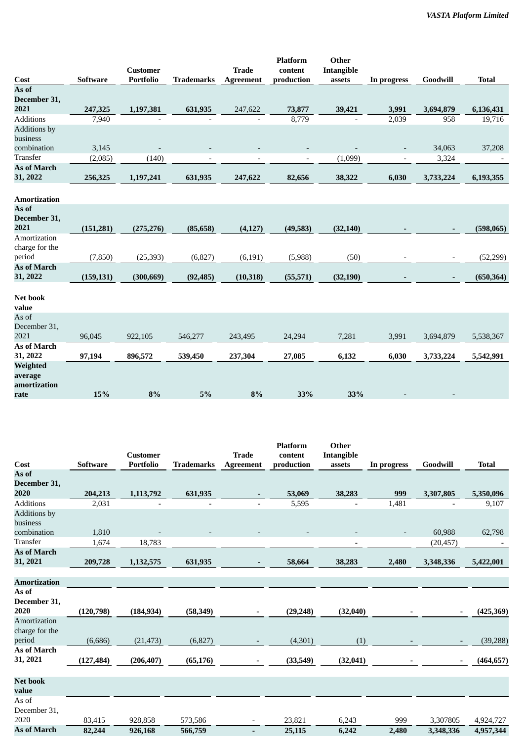| Cost | Software | Customer Portfolio | Trademarks | Trade Agreement | Platform content production | Other Intangible assets | In progress | Goodwill | Total |
|---|---|---|---|---|---|---|---|---|---|
| **As of December 31, 2021** | **247,325** | **1,197,381** | **631,935** | 247,622 | **73,877** | **39,421** | **3,991** | **3,694,879** | **6,136,431** |
| Additions | 7,940 | - | - | - | 8,779 | - | 2,039 | 958 | 19,716 |
| Additions by business combination | 3,145 | - | - | - | - | - | - | 34,063 | 37,208 |
| Transfer | (2,085) | (140) | - | - | - | (1,099) | - | 3,324 | - |
| **As of March 31, 2022** | **256,325** | **1,197,241** | **631,935** | **247,622** | **82,656** | **38,322** | **6,030** | **3,733,224** | **6,193,355** |
| **Amortization** | | | | | | | | | |
| **As of December 31, 2021** | **(151,281)** | **(275,276)** | **(85,658)** | **(4,127)** | **(49,583)** | **(32,140)** | **-** | **-** | **(598,065)** |
| Amortization charge for the period | (7,850) | (25,393) | (6,827) | (6,191) | (5,988) | (50) | - | - | (52,299) |
| **As of March 31, 2022** | **(159,131)** | **(300,669)** | **(92,485)** | **(10,318)** | **(55,571)** | **(32,190)** | **-** | **-** | **(650,364)** |
| **Net book value** | | | | | | | | | |
| As of December 31, 2021 | 96,045 | 922,105 | 546,277 | 243,495 | 24,294 | 7,281 | 3,991 | 3,694,879 | 5,538,367 |
| **As of March 31, 2022** | **97,194** | **896,572** | **539,450** | **237,304** | **27,085** | **6,132** | **6,030** | **3,733,224** | **5,542,991** |
| **Weighted average amortization rate** | **15%** | **8%** | **5%** | **8%** | **33%** | **33%** | **-** | **-** | |

| Cost | Software | Customer Portfolio | Trademarks | Trade Agreement | Platform content production | Other Intangible assets | In progress | Goodwill | Total |
|---|---|---|---|---|---|---|---|---|---|
| **As of December 31, 2020** | **204,213** | **1,113,792** | **631,935** | **-** | **53,069** | **38,283** | **999** | **3,307,805** | **5,350,096** |
| Additions | 2,031 | - | - | - | 5,595 | - | 1,481 | - | 9,107 |
| Additions by business combination | 1,810 | - | - | - | - | - | - | 60,988 | 62,798 |
| Transfer | 1,674 | 18,783 | | | | - | | (20,457) | - |
| **As of March 31, 2021** | **209,728** | **1,132,575** | **631,935** | **-** | **58,664** | **38,283** | **2,480** | **3,348,336** | **5,422,001** |
| **Amortization** | | | | | | | | | |
| **As of December 31, 2020** | **(120,798)** | **(184,934)** | **(58,349)** | **-** | **(29,248)** | **(32,040)** | **-** | **-** | **(425,369)** |
| Amortization charge for the period | (6,686) | (21,473) | (6,827) | - | (4,301) | (1) | - | - | (39,288) |
| **As of March 31, 2021** | **(127,484)** | **(206,407)** | **(65,176)** | **-** | **(33,549)** | **(32,041)** | **-** | **-** | **(464,657)** |
| **Net book value** | | | | | | | | | |
| As of December 31, 2020 | 83,415 | 928,858 | 573,586 | - | 23,821 | 6,243 | 999 | 3,307805 | 4,924,727 |
| **As of March** | **82,244** | **926,168** | **566,759** | **-** | **25,115** | **6,242** | **2,480** | **3,348,336** | **4,957,344** |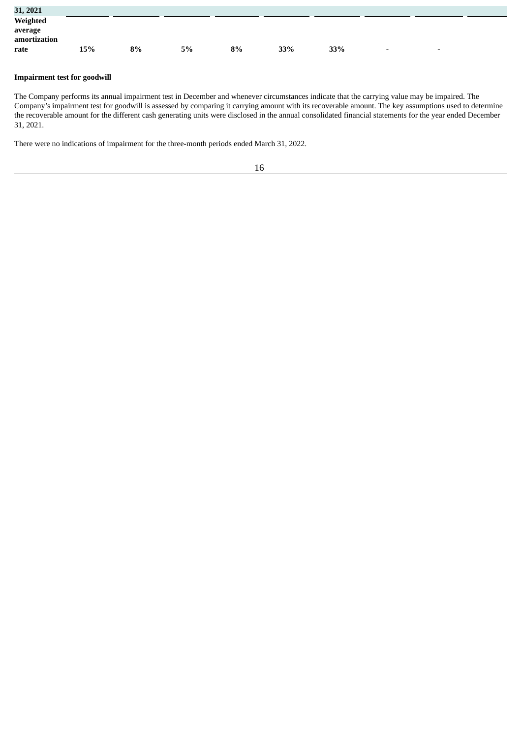| 31, 2021 | | | | | | | | | |
|---|---|---|---|---|---|---|---|---|---|
| **Weighted average amortization rate** | **15%** | **8%** | **5%** | **8%** | **33%** | **33%** | **-** | **-** | |

**Impairment test for goodwill**

The Company performs its annual impairment test in December and whenever circumstances indicate that the carrying value may be impaired. The Company's impairment test for goodwill is assessed by comparing it carrying amount with its recoverable amount. The key assumptions used to determine the recoverable amount for the different cash generating units were disclosed in the annual consolidated financial statements for the year ended December 31, 2021.

There were no indications of impairment for the three-month periods ended March 31, 2022.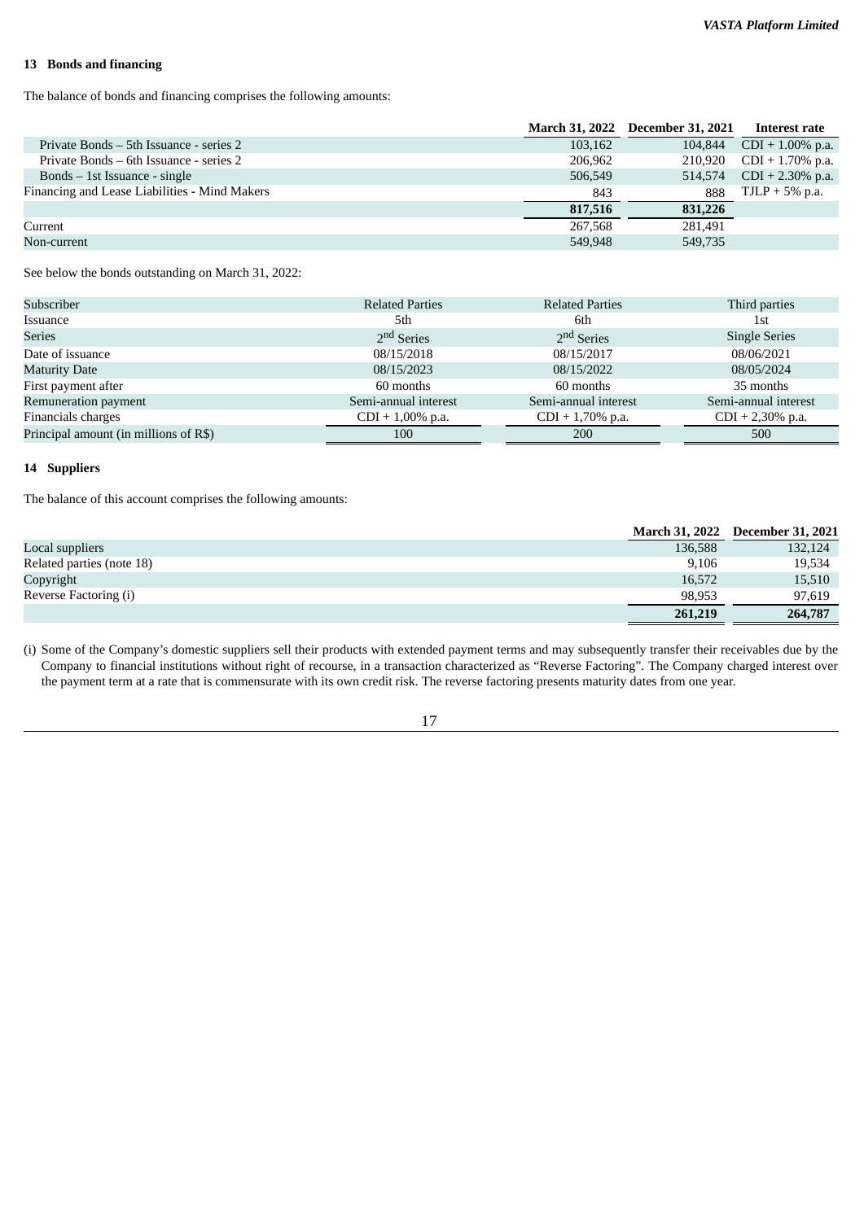## 13 Bonds and financing

The balance of bonds and financing comprises the following amounts:

| | March 31, 2022 | December 31, 2021 | Interest rate |
|---|---|---|---|
| Private Bonds – 5th Issuance - series 2 | 103,162 | 104,844 | CDI + 1.00% p.a. |
| Private Bonds – 6th Issuance - series 2 | 206,962 | 210,920 | CDI + 1.70% p.a. |
| Bonds – 1st Issuance - single | 506,549 | 514,574 | CDI + 2.30% p.a. |
| Financing and Lease Liabilities - Mind Makers | 843 | 888 | TJLP + 5% p.a. |
| | **817,516** | **831,226** | |
| Current | 267,568 | 281,491 | |
| Non-current | 549,948 | 549,735 | |

See below the bonds outstanding on March 31, 2022:

| Subscriber | Related Parties | Related Parties | Third parties |
|---|---|---|---|
| Issuance | 5th | 6th | 1st |
| Series | 2nd Series | 2nd Series | Single Series |
| Date of issuance | 08/15/2018 | 08/15/2017 | 08/06/2021 |
| Maturity Date | 08/15/2023 | 08/15/2022 | 08/05/2024 |
| First payment after | 60 months | 60 months | 35 months |
| Remuneration payment | Semi-annual interest | Semi-annual interest | Semi-annual interest |
| Financials charges | CDI + 1,00% p.a. | CDI + 1,70% p.a. | CDI + 2,30% p.a. |
| Principal amount (in millions of R$) | 100 | 200 | 500 |

## 14 Suppliers

The balance of this account comprises the following amounts:

| | March 31, 2022 | December 31, 2021 |
|---|---|---|
| Local suppliers | 136,588 | 132,124 |
| Related parties (note 18) | 9,106 | 19,534 |
| Copyright | 16,572 | 15,510 |
| Reverse Factoring (i) | 98,953 | 97,619 |
| | **261,219** | **264,787** |

(i) Some of the Company's domestic suppliers sell their products with extended payment terms and may subsequently transfer their receivables due by the Company to financial institutions without right of recourse, in a transaction characterized as "Reverse Factoring". The Company charged interest over the payment term at a rate that is commensurate with its own credit risk. The reverse factoring presents maturity dates from one year.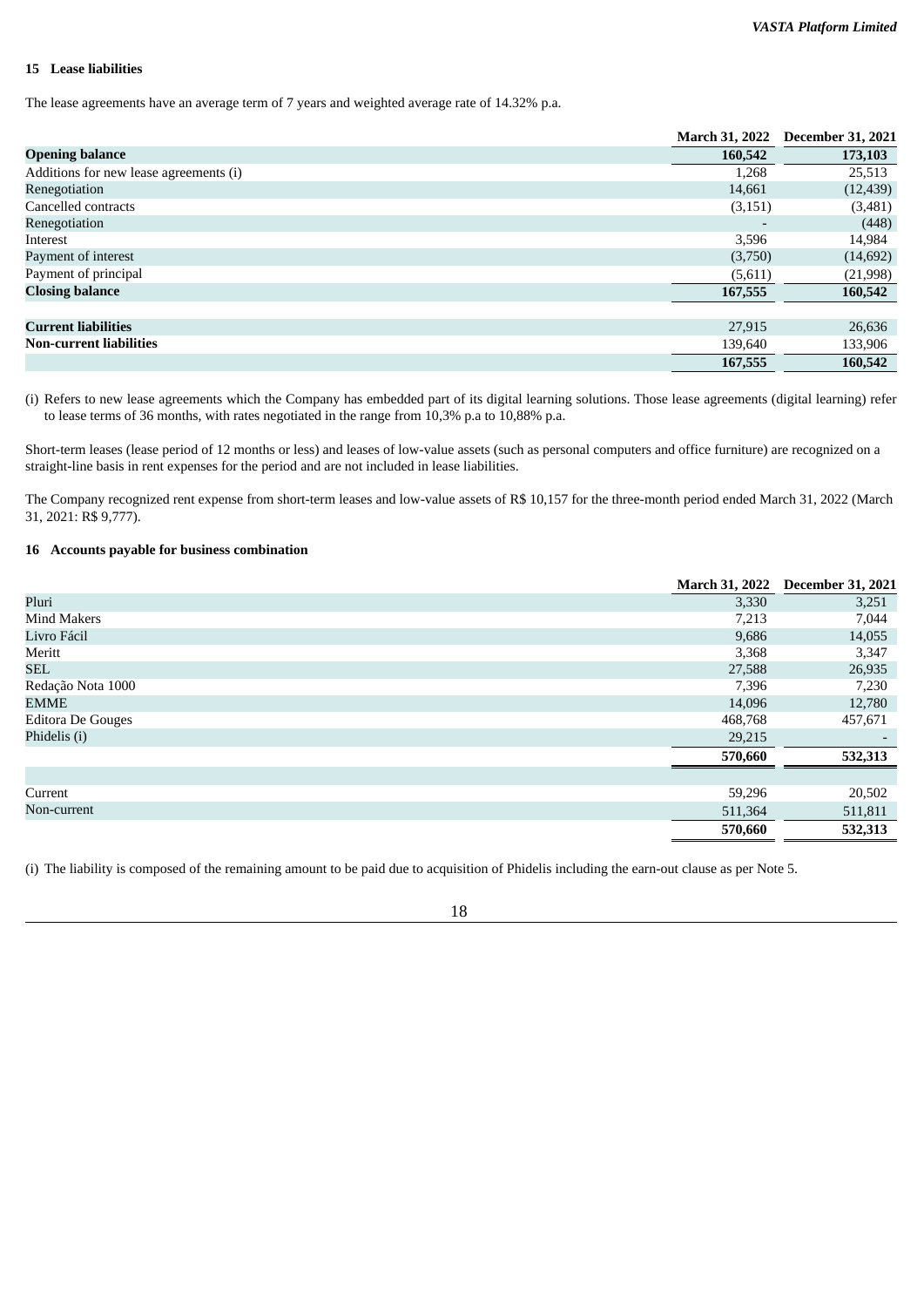## 15 Lease liabilities

The lease agreements have an average term of 7 years and weighted average rate of 14.32% p.a.

| | March 31, 2022 | December 31, 2021 |
|---|---|---|
| **Opening balance** | **160,542** | **173,103** |
| Additions for new lease agreements (i) | 1,268 | 25,513 |
| Renegotiation | 14,661 | (12,439) |
| Cancelled contracts | (3,151) | (3,481) |
| Renegotiation | - | (448) |
| Interest | 3,596 | 14,984 |
| Payment of interest | (3,750) | (14,692) |
| Payment of principal | (5,611) | (21,998) |
| **Closing balance** | **167,555** | **160,542** |
| | | |
| **Current liabilities** | 27,915 | 26,636 |
| **Non-current liabilities** | 139,640 | 133,906 |
| | **167,555** | **160,542** |

(i) Refers to new lease agreements which the Company has embedded part of its digital learning solutions. Those lease agreements (digital learning) refer to lease terms of 36 months, with rates negotiated in the range from 10,3% p.a to 10,88% p.a.

Short-term leases (lease period of 12 months or less) and leases of low-value assets (such as personal computers and office furniture) are recognized on a straight-line basis in rent expenses for the period and are not included in lease liabilities.

The Company recognized rent expense from short-term leases and low-value assets of R$ 10,157 for the three-month period ended March 31, 2022 (March 31, 2021: R$ 9,777).

## 16 Accounts payable for business combination

| | March 31, 2022 | December 31, 2021 |
|---|---|---|
| Pluri | 3,330 | 3,251 |
| Mind Makers | 7,213 | 7,044 |
| Livro Fácil | 9,686 | 14,055 |
| Meritt | 3,368 | 3,347 |
| SEL | 27,588 | 26,935 |
| Redação Nota 1000 | 7,396 | 7,230 |
| EMME | 14,096 | 12,780 |
| Editora De Gouges | 468,768 | 457,671 |
| Phidelis (i) | 29,215 | - |
| | **570,660** | **532,313** |
| | | |
| Current | 59,296 | 20,502 |
| Non-current | 511,364 | 511,811 |
| | **570,660** | **532,313** |

(i) The liability is composed of the remaining amount to be paid due to acquisition of Phidelis including the earn-out clause as per Note 5.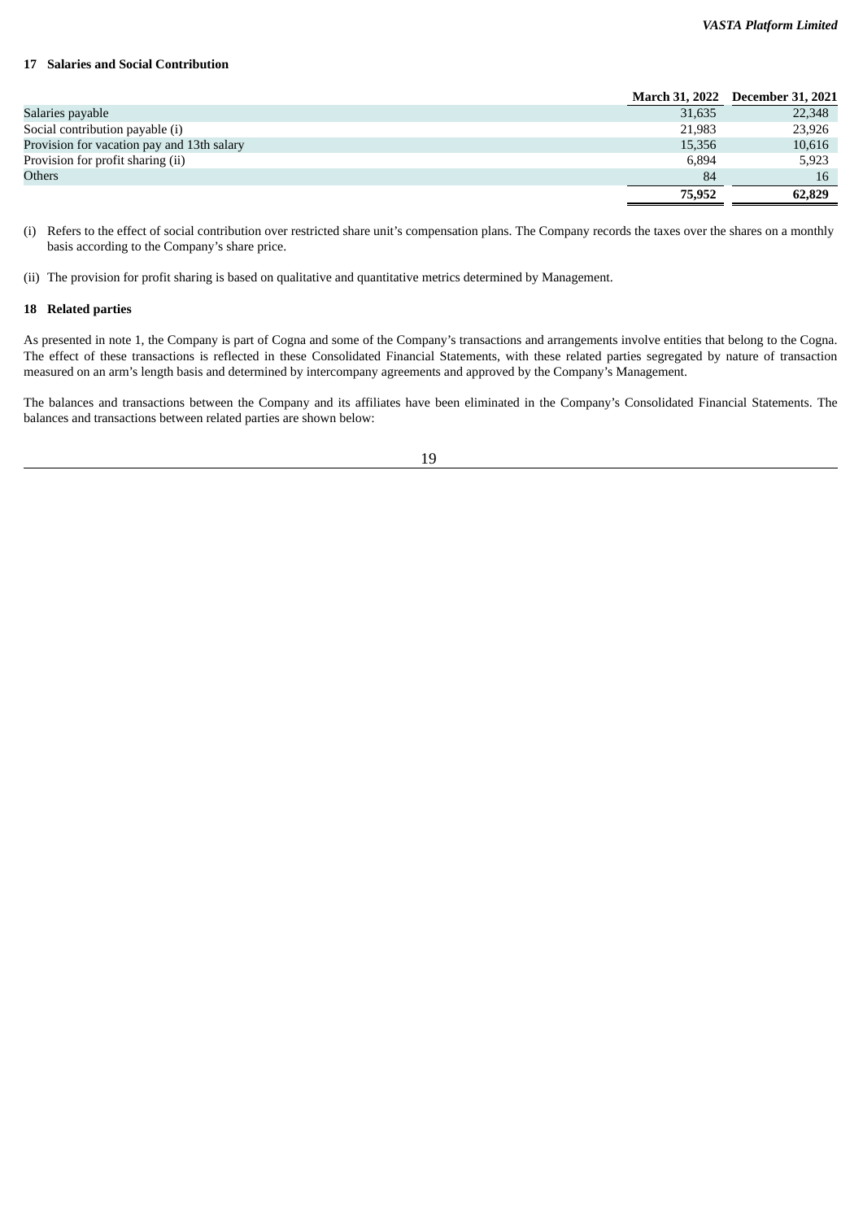## 17 Salaries and Social Contribution

| | March 31, 2022 | December 31, 2021 |
|---|---|---|
| Salaries payable | 31,635 | 22,348 |
| Social contribution payable (i) | 21,983 | 23,926 |
| Provision for vacation pay and 13th salary | 15,356 | 10,616 |
| Provision for profit sharing (ii) | 6,894 | 5,923 |
| Others | 84 | 16 |
| | **75,952** | **62,829** |

(i) Refers to the effect of social contribution over restricted share unit's compensation plans. The Company records the taxes over the shares on a monthly basis according to the Company's share price.

(ii) The provision for profit sharing is based on qualitative and quantitative metrics determined by Management.

## 18 Related parties

As presented in note 1, the Company is part of Cogna and some of the Company's transactions and arrangements involve entities that belong to the Cogna. The effect of these transactions is reflected in these Consolidated Financial Statements, with these related parties segregated by nature of transaction measured on an arm's length basis and determined by intercompany agreements and approved by the Company's Management.

The balances and transactions between the Company and its affiliates have been eliminated in the Company's Consolidated Financial Statements. The balances and transactions between related parties are shown below: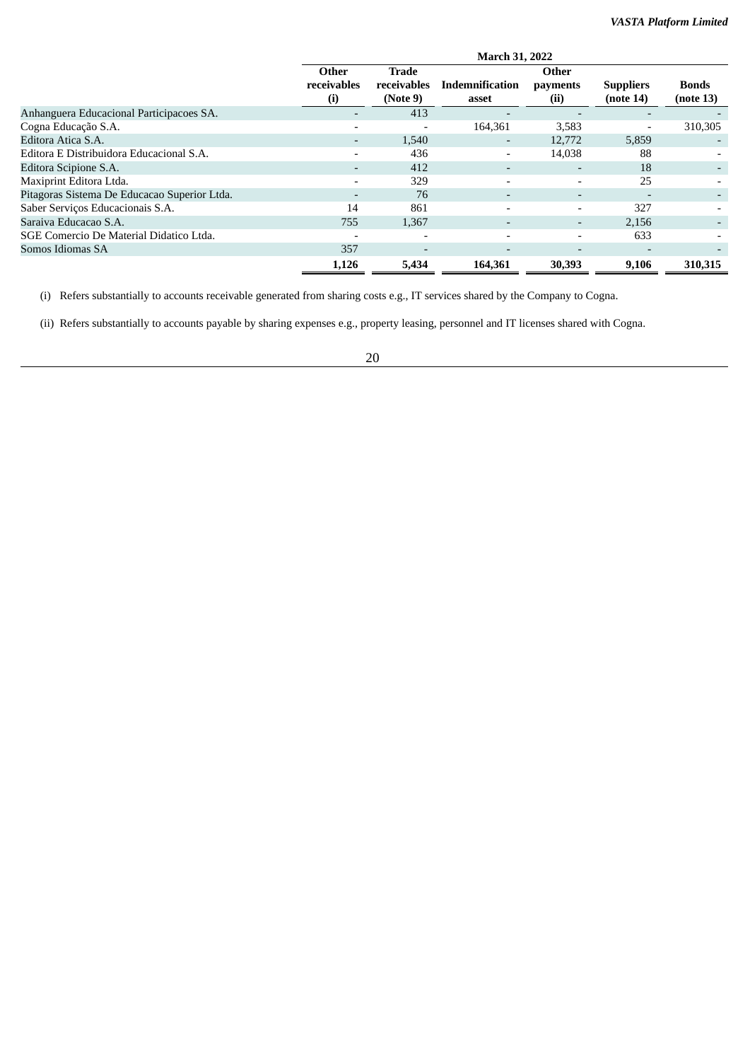| | March 31, 2022 | | | | | |
|---|---|---|---|---|---|---|
| | Other receivables (i) | Trade receivables (Note 9) | Indemnification asset | Other payments (ii) | Suppliers (note 14) | Bonds (note 13) |
| Anhanguera Educacional Participacoes SA. | - | 413 | - | - | - | - |
| Cogna Educação S.A. | - | - | 164,361 | 3,583 | - | 310,305 |
| Editora Atica S.A. | - | 1,540 | - | 12,772 | 5,859 | - |
| Editora E Distribuidora Educacional S.A. | - | 436 | - | 14,038 | 88 | - |
| Editora Scipione S.A. | - | 412 | - | - | 18 | - |
| Maxiprint Editora Ltda. | - | 329 | - | - | 25 | - |
| Pitagoras Sistema De Educacao Superior Ltda. | - | 76 | - | - | - | - |
| Saber Serviços Educacionais S.A. | 14 | 861 | - | - | 327 | - |
| Saraiva Educacao S.A. | 755 | 1,367 | - | - | 2,156 | - |
| SGE Comercio De Material Didatico Ltda. | - | - | - | - | 633 | - |
| Somos Idiomas SA | 357 | - | - | - | - | - |
| | **1,126** | **5,434** | **164,361** | **30,393** | **9,106** | **310,315** |

(i) Refers substantially to accounts receivable generated from sharing costs e.g., IT services shared by the Company to Cogna.

(ii) Refers substantially to accounts payable by sharing expenses e.g., property leasing, personnel and IT licenses shared with Cogna.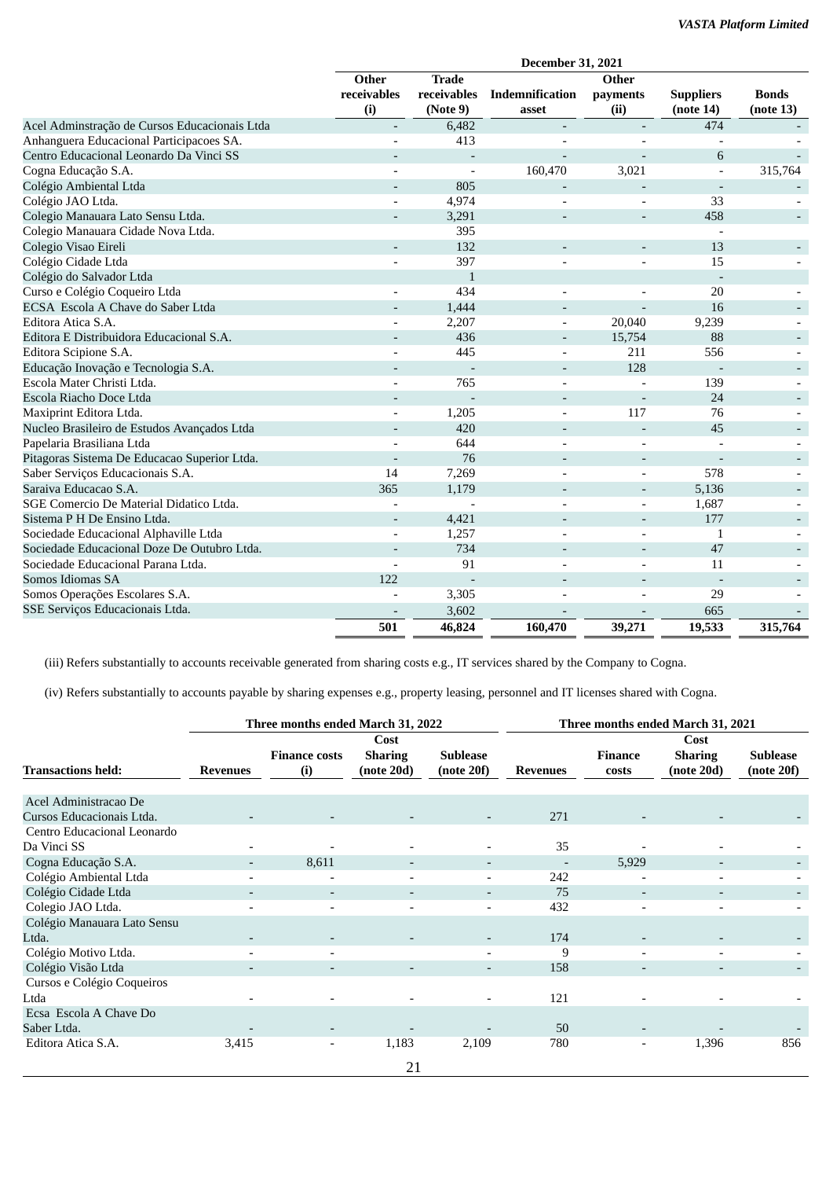| | December 31, 2021 | | | | | |
|---|---|---|---|---|---|---|
| | Other receivables (i) | Trade receivables (Note 9) | Indemnification asset | Other payments (ii) | Suppliers (note 14) | Bonds (note 13) |
| Acel Adminstração de Cursos Educacionais Ltda | - | 6,482 | - | - | 474 | - |
| Anhanguera Educacional Participacoes SA. | - | 413 | - | - | - | - |
| Centro Educacional Leonardo Da Vinci SS | - | - | - | - | 6 | - |
| Cogna Educação S.A. | - | - | 160,470 | 3,021 | - | 315,764 |
| Colégio Ambiental Ltda | - | 805 | - | - | - | - |
| Colégio JAO Ltda. | - | 4,974 | - | - | 33 | - |
| Colegio Manauara Lato Sensu Ltda. | - | 3,291 | - | - | 458 | - |
| Colegio Manauara Cidade Nova Ltda. | | 395 | | | - | |
| Colegio Visao Eireli | - | 132 | - | - | 13 | - |
| Colégio Cidade Ltda | - | 397 | - | - | 15 | - |
| Colégio do Salvador Ltda | | 1 | | | - | |
| Curso e Colégio Coqueiro Ltda | - | 434 | - | - | 20 | - |
| ECSA Escola A Chave do Saber Ltda | - | 1,444 | - | - | 16 | - |
| Editora Atica S.A. | - | 2,207 | - | 20,040 | 9,239 | - |
| Editora E Distribuidora Educacional S.A. | - | 436 | - | 15,754 | 88 | - |
| Editora Scipione S.A. | - | 445 | - | 211 | 556 | - |
| Educação Inovação e Tecnologia S.A. | - | - | - | 128 | - | - |
| Escola Mater Christi Ltda. | - | 765 | - | - | 139 | - |
| Escola Riacho Doce Ltda | - | - | - | - | 24 | - |
| Maxiprint Editora Ltda. | - | 1,205 | - | 117 | 76 | - |
| Nucleo Brasileiro de Estudos Avançados Ltda | - | 420 | - | - | 45 | - |
| Papelaria Brasiliana Ltda | - | 644 | - | - | - | - |
| Pitagoras Sistema De Educacao Superior Ltda. | - | 76 | - | - | - | - |
| Saber Serviços Educacionais S.A. | 14 | 7,269 | - | - | 578 | - |
| Saraiva Educacao S.A. | 365 | 1,179 | - | - | 5,136 | - |
| SGE Comercio De Material Didatico Ltda. | - | - | - | - | 1,687 | - |
| Sistema P H De Ensino Ltda. | - | 4,421 | - | - | 177 | - |
| Sociedade Educacional Alphaville Ltda | - | 1,257 | - | - | 1 | - |
| Sociedade Educacional Doze De Outubro Ltda. | - | 734 | - | - | 47 | - |
| Sociedade Educacional Parana Ltda. | - | 91 | - | - | 11 | - |
| Somos Idiomas SA | 122 | - | - | - | - | - |
| Somos Operações Escolares S.A. | - | 3,305 | - | - | 29 | - |
| SSE Serviços Educacionais Ltda. | - | 3,602 | - | - | 665 | - |
| | 501 | 46,824 | 160,470 | 39,271 | 19,533 | 315,764 |

(iii) Refers substantially to accounts receivable generated from sharing costs e.g., IT services shared by the Company to Cogna.

(iv) Refers substantially to accounts payable by sharing expenses e.g., property leasing, personnel and IT licenses shared with Cogna.

| | Three months ended March 31, 2022 | | | | Three months ended March 31, 2021 | | | |
|---|---|---|---|---|---|---|---|---|
| Transactions held: | Revenues | Finance costs (i) | Cost Sharing (note 20d) | Sublease (note 20f) | Revenues | Finance costs | Cost Sharing (note 20d) | Sublease (note 20f) |
| Acel Administracao De Cursos Educacionais Ltda. | - | - | - | - | 271 | - | - | - |
| Centro Educacional Leonardo Da Vinci SS | - | - | - | - | 35 | - | - | - |
| Cogna Educação S.A. | - | 8,611 | - | - | - | 5,929 | - | - |
| Colégio Ambiental Ltda | - | - | - | - | 242 | - | - | - |
| Colégio Cidade Ltda | - | - | - | - | 75 | - | - | - |
| Colegio JAO Ltda. | - | - | - | - | 432 | - | - | - |
| Colégio Manauara Lato Sensu Ltda. | - | - | - | - | 174 | - | - | - |
| Colégio Motivo Ltda. | - | - | | - | 9 | - | - | - |
| Colégio Visão Ltda | - | - | - | - | 158 | - | - | - |
| Cursos e Colégio Coqueiros Ltda | - | - | - | - | 121 | - | - | - |
| Ecsa Escola A Chave Do Saber Ltda. | - | - | - | - | 50 | - | - | - |
| Editora Atica S.A. | 3,415 | - | 1,183 | 2,109 | 780 | - | 1,396 | 856 |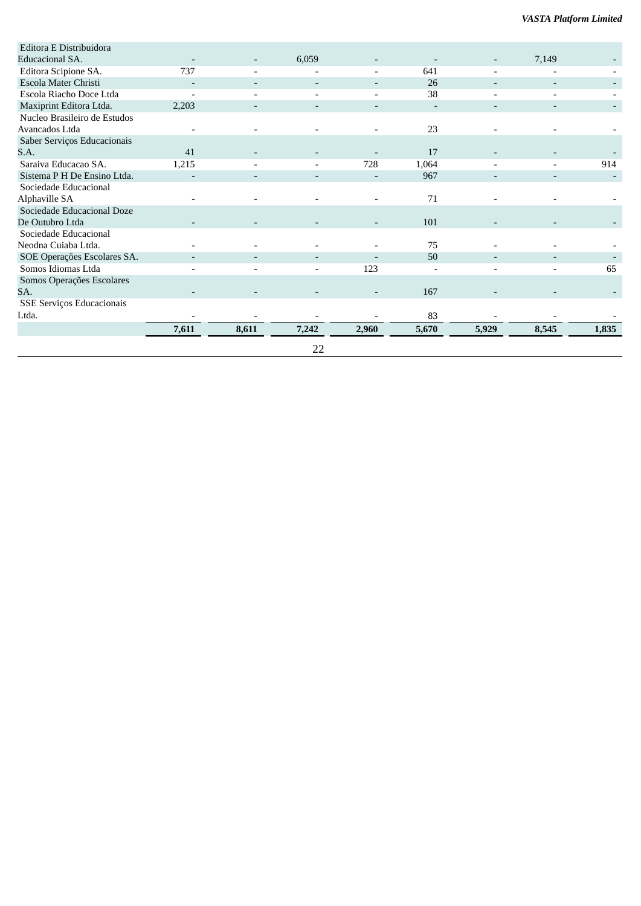| | | | | | | | | |
|---|---|---|---|---|---|---|---|---|
| Editora E Distribuidora Educacional SA. | - | - | 6,059 | - | - | - | 7,149 | - |
| Editora Scipione SA. | 737 | - | - | - | 641 | - | - | - |
| Escola Mater Christi | - | - | - | - | 26 | - | - | - |
| Escola Riacho Doce Ltda | - | - | - | - | 38 | - | - | - |
| Maxiprint Editora Ltda. | 2,203 | - | - | - | - | - | - | - |
| Nucleo Brasileiro de Estudos Avancados Ltda | - | - | - | - | 23 | - | - | - |
| Saber Serviços Educacionais S.A. | 41 | - | - | - | 17 | - | - | - |
| Saraiva Educacao SA. | 1,215 | - | - | 728 | 1,064 | - | - | 914 |
| Sistema P H De Ensino Ltda. | - | - | - | - | 967 | - | - | - |
| Sociedade Educacional Alphaville SA | - | - | - | - | 71 | - | - | - |
| Sociedade Educacional Doze De Outubro Ltda | - | - | - | - | 101 | - | - | - |
| Sociedade Educacional Neodna Cuiaba Ltda. | - | - | - | - | 75 | - | - | - |
| SOE Operações Escolares SA. | - | - | - | - | 50 | - | - | - |
| Somos Idiomas Ltda | - | - | - | 123 | - | - | - | 65 |
| Somos Operações Escolares SA. | - | - | - | - | 167 | - | - | - |
| SSE Serviços Educacionais Ltda. | - | - | - | - | 83 | - | - | - |
| | **7,611** | **8,611** | **7,242** | **2,960** | **5,670** | **5,929** | **8,545** | **1,835** |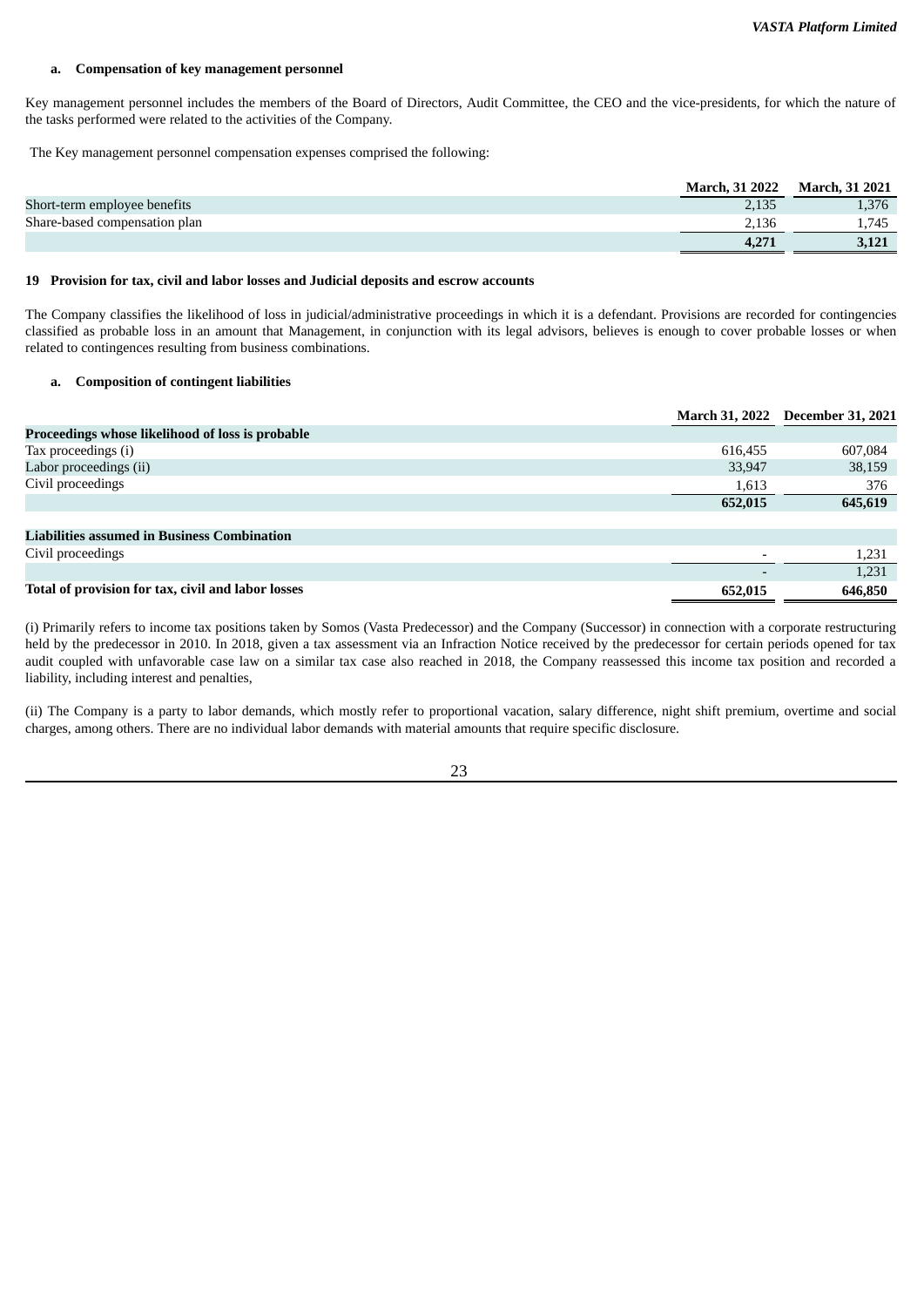a. **Compensation of key management personnel**

Key management personnel includes the members of the Board of Directors, Audit Committee, the CEO and the vice-presidents, for which the nature of the tasks performed were related to the activities of the Company.

The Key management personnel compensation expenses comprised the following:

| | March, 31 2022 | March, 31 2021 |
|---|---|---|
| Short-term employee benefits | 2,135 | 1,376 |
| Share-based compensation plan | 2,136 | 1,745 |
| | **4,271** | **3,121** |

## 19 Provision for tax, civil and labor losses and Judicial deposits and escrow accounts

The Company classifies the likelihood of loss in judicial/administrative proceedings in which it is a defendant. Provisions are recorded for contingencies classified as probable loss in an amount that Management, in conjunction with its legal advisors, believes is enough to cover probable losses or when related to contingences resulting from business combinations.

a. **Composition of contingent liabilities**

| | March 31, 2022 | December 31, 2021 |
|---|---|---|
| **Proceedings whose likelihood of loss is probable** | | |
| Tax proceedings (i) | 616,455 | 607,084 |
| Labor proceedings (ii) | 33,947 | 38,159 |
| Civil proceedings | 1,613 | 376 |
| | **652,015** | **645,619** |
| | | |
| **Liabilities assumed in Business Combination** | | |
| Civil proceedings | - | 1,231 |
| | - | 1,231 |
| **Total of provision for tax, civil and labor losses** | **652,015** | **646,850** |

(i) Primarily refers to income tax positions taken by Somos (Vasta Predecessor) and the Company (Successor) in connection with a corporate restructuring held by the predecessor in 2010. In 2018, given a tax assessment via an Infraction Notice received by the predecessor for certain periods opened for tax audit coupled with unfavorable case law on a similar tax case also reached in 2018, the Company reassessed this income tax position and recorded a liability, including interest and penalties,

(ii) The Company is a party to labor demands, which mostly refer to proportional vacation, salary difference, night shift premium, overtime and social charges, among others. There are no individual labor demands with material amounts that require specific disclosure.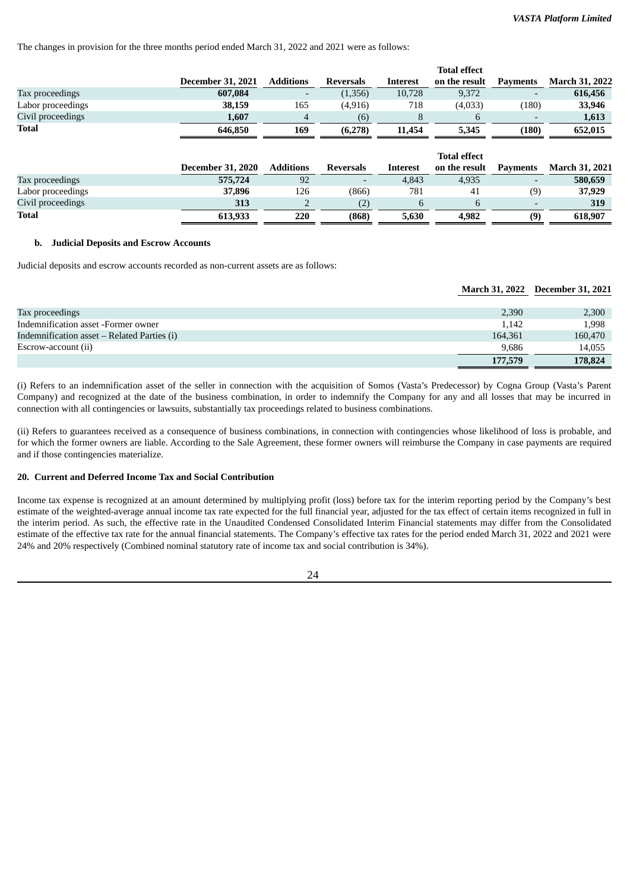The changes in provision for the three months period ended March 31, 2022 and 2021 were as follows:

| | December 31, 2021 | Additions | Reversals | Interest | Total effect on the result | Payments | March 31, 2022 |
|---|---|---|---|---|---|---|---|
| Tax proceedings | **607,084** | - | (1,356) | 10,728 | 9,372 | - | **616,456** |
| Labor proceedings | **38,159** | 165 | (4,916) | 718 | (4,033) | (180) | **33,946** |
| Civil proceedings | **1,607** | 4 | (6) | 8 | 6 | - | **1,613** |
| **Total** | **646,850** | **169** | **(6,278)** | **11,454** | **5,345** | **(180)** | **652,015** |

| | December 31, 2020 | Additions | Reversals | Interest | Total effect on the result | Payments | March 31, 2021 |
|---|---|---|---|---|---|---|---|
| Tax proceedings | **575,724** | 92 | - | 4,843 | 4,935 | - | **580,659** |
| Labor proceedings | **37,896** | 126 | (866) | 781 | 41 | (9) | **37,929** |
| Civil proceedings | **313** | 2 | (2) | 6 | 6 | - | **319** |
| **Total** | **613,933** | **220** | **(868)** | **5,630** | **4,982** | **(9)** | **618,907** |

### b. Judicial Deposits and Escrow Accounts

Judicial deposits and escrow accounts recorded as non-current assets are as follows:

| | March 31, 2022 | December 31, 2021 |
|---|---|---|
| Tax proceedings | 2,390 | 2,300 |
| Indemnification asset -Former owner | 1,142 | 1,998 |
| Indemnification asset – Related Parties (i) | 164,361 | 160,470 |
| Escrow-account (ii) | 9,686 | 14,055 |
| | **177,579** | **178,824** |

(i) Refers to an indemnification asset of the seller in connection with the acquisition of Somos (Vasta's Predecessor) by Cogna Group (Vasta's Parent Company) and recognized at the date of the business combination, in order to indemnify the Company for any and all losses that may be incurred in connection with all contingencies or lawsuits, substantially tax proceedings related to business combinations.

(ii) Refers to guarantees received as a consequence of business combinations, in connection with contingencies whose likelihood of loss is probable, and for which the former owners are liable. According to the Sale Agreement, these former owners will reimburse the Company in case payments are required and if those contingencies materialize.

## 20. Current and Deferred Income Tax and Social Contribution

Income tax expense is recognized at an amount determined by multiplying profit (loss) before tax for the interim reporting period by the Company's best estimate of the weighted-average annual income tax rate expected for the full financial year, adjusted for the tax effect of certain items recognized in full in the interim period. As such, the effective rate in the Unaudited Condensed Consolidated Interim Financial statements may differ from the Consolidated estimate of the effective tax rate for the annual financial statements. The Company's effective tax rates for the period ended March 31, 2022 and 2021 were 24% and 20% respectively (Combined nominal statutory rate of income tax and social contribution is 34%).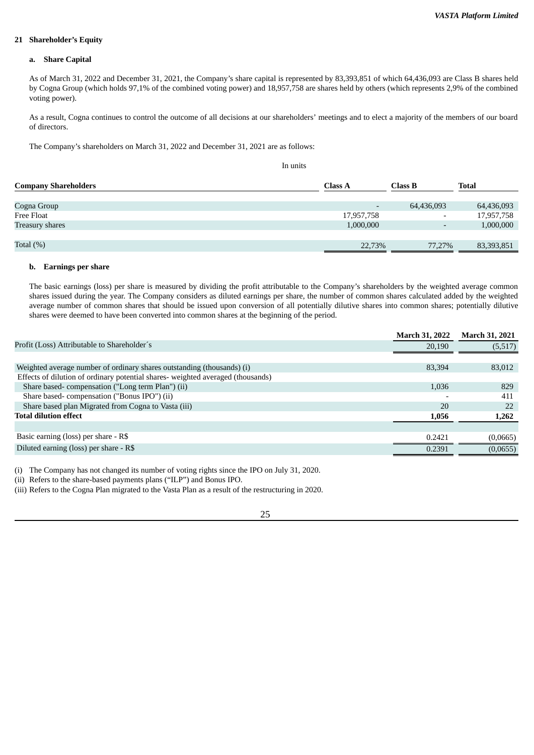## 21 Shareholder's Equity

### a. Share Capital

As of March 31, 2022 and December 31, 2021, the Company's share capital is represented by 83,393,851 of which 64,436,093 are Class B shares held by Cogna Group (which holds 97,1% of the combined voting power) and 18,957,758 are shares held by others (which represents 2,9% of the combined voting power).

As a result, Cogna continues to control the outcome of all decisions at our shareholders' meetings and to elect a majority of the members of our board of directors.

The Company's shareholders on March 31, 2022 and December 31, 2021 are as follows:

In units

| Company Shareholders | Class A | Class B | Total |
|---|---|---|---|
| Cogna Group | - | 64,436,093 | 64,436,093 |
| Free Float | 17,957,758 | - | 17,957,758 |
| Treasury shares | 1,000,000 | - | 1,000,000 |
| Total (%) | 22,73% | 77,27% | 83,393,851 |

### b. Earnings per share

The basic earnings (loss) per share is measured by dividing the profit attributable to the Company's shareholders by the weighted average common shares issued during the year. The Company considers as diluted earnings per share, the number of common shares calculated added by the weighted average number of common shares that should be issued upon conversion of all potentially dilutive shares into common shares; potentially dilutive shares were deemed to have been converted into common shares at the beginning of the period.

| | March 31, 2022 | March 31, 2021 |
|---|---|---|
| Profit (Loss) Attributable to Shareholder´s | 20,190 | (5,517) |
| Weighted average number of ordinary shares outstanding (thousands) (i) | 83,394 | 83,012 |
| Effects of dilution of ordinary potential shares- weighted averaged (thousands) | | |
| Share based- compensation ("Long term Plan") (ii) | 1,036 | 829 |
| Share based- compensation ("Bonus IPO") (ii) | - | 411 |
| Share based plan Migrated from Cogna to Vasta (iii) | 20 | 22 |
| **Total dilution effect** | **1,056** | **1,262** |
| Basic earning (loss) per share - R$ | 0.2421 | (0,0665) |
| Diluted earning (loss) per share - R$ | 0.2391 | (0,0655) |

(i) The Company has not changed its number of voting rights since the IPO on July 31, 2020.

(ii) Refers to the share-based payments plans ("ILP") and Bonus IPO.

(iii) Refers to the Cogna Plan migrated to the Vasta Plan as a result of the restructuring in 2020.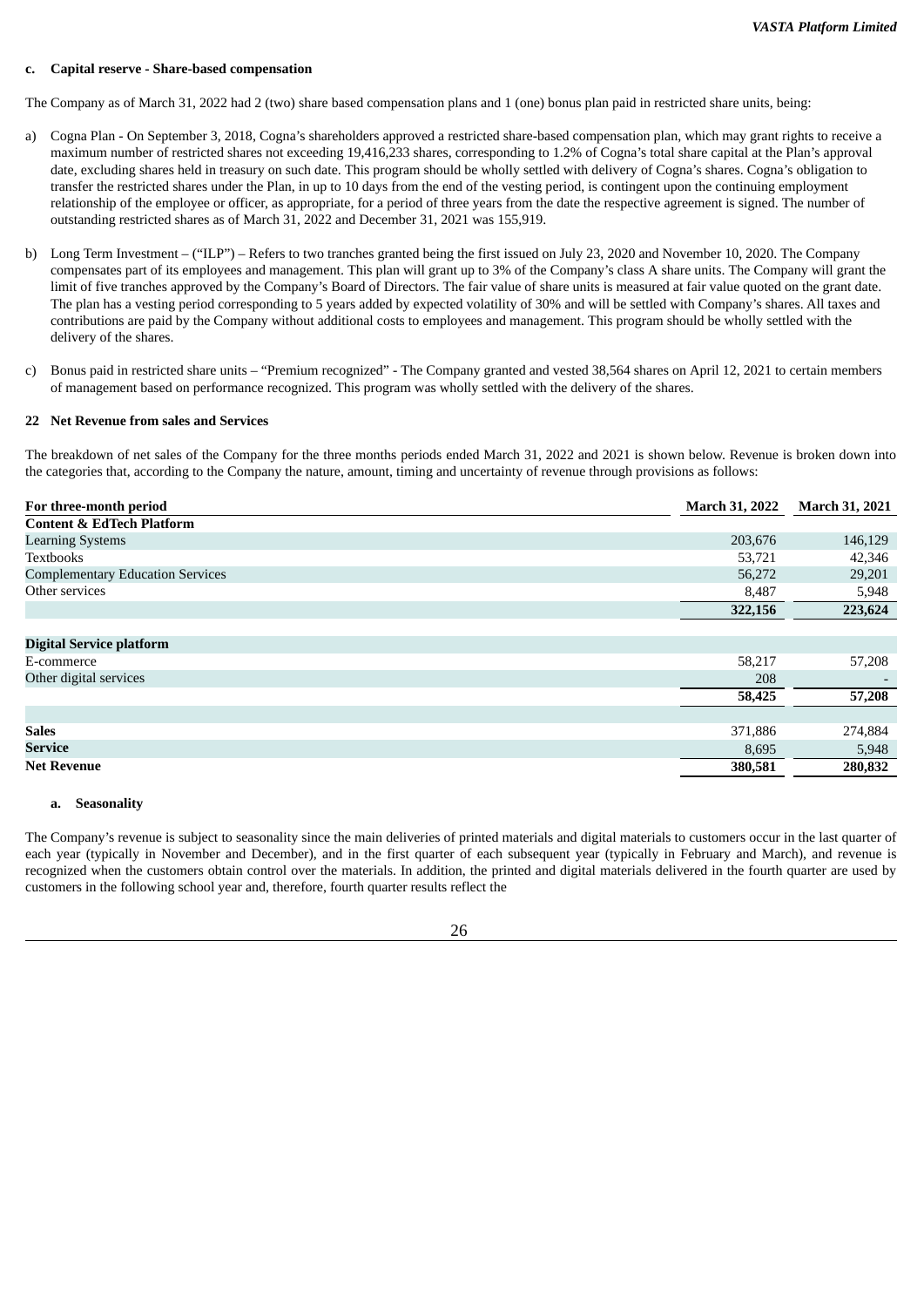#### c. Capital reserve - Share-based compensation

The Company as of March 31, 2022 had 2 (two) share based compensation plans and 1 (one) bonus plan paid in restricted share units, being:

a) Cogna Plan - On September 3, 2018, Cogna's shareholders approved a restricted share-based compensation plan, which may grant rights to receive a maximum number of restricted shares not exceeding 19,416,233 shares, corresponding to 1.2% of Cogna's total share capital at the Plan's approval date, excluding shares held in treasury on such date. This program should be wholly settled with delivery of Cogna's shares. Cogna's obligation to transfer the restricted shares under the Plan, in up to 10 days from the end of the vesting period, is contingent upon the continuing employment relationship of the employee or officer, as appropriate, for a period of three years from the date the respective agreement is signed. The number of outstanding restricted shares as of March 31, 2022 and December 31, 2021 was 155,919.

b) Long Term Investment – ("ILP") – Refers to two tranches granted being the first issued on July 23, 2020 and November 10, 2020. The Company compensates part of its employees and management. This plan will grant up to 3% of the Company's class A share units. The Company will grant the limit of five tranches approved by the Company's Board of Directors. The fair value of share units is measured at fair value quoted on the grant date. The plan has a vesting period corresponding to 5 years added by expected volatility of 30% and will be settled with Company's shares. All taxes and contributions are paid by the Company without additional costs to employees and management. This program should be wholly settled with the delivery of the shares.

c) Bonus paid in restricted share units – "Premium recognized" - The Company granted and vested 38,564 shares on April 12, 2021 to certain members of management based on performance recognized. This program was wholly settled with the delivery of the shares.

### 22 Net Revenue from sales and Services

The breakdown of net sales of the Company for the three months periods ended March 31, 2022 and 2021 is shown below. Revenue is broken down into the categories that, according to the Company the nature, amount, timing and uncertainty of revenue through provisions as follows:

| For three-month period | March 31, 2022 | March 31, 2021 |
|---|---|---|
| **Content & EdTech Platform** | | |
| Learning Systems | 203,676 | 146,129 |
| Textbooks | 53,721 | 42,346 |
| Complementary Education Services | 56,272 | 29,201 |
| Other services | 8,487 | 5,948 |
| | **322,156** | **223,624** |
| **Digital Service platform** | | |
| E-commerce | 58,217 | 57,208 |
| Other digital services | 208 | - |
| | **58,425** | **57,208** |
| **Sales** | 371,886 | 274,884 |
| **Service** | 8,695 | 5,948 |
| **Net Revenue** | **380,581** | **280,832** |

#### a. Seasonality

The Company's revenue is subject to seasonality since the main deliveries of printed materials and digital materials to customers occur in the last quarter of each year (typically in November and December), and in the first quarter of each subsequent year (typically in February and March), and revenue is recognized when the customers obtain control over the materials. In addition, the printed and digital materials delivered in the fourth quarter are used by customers in the following school year and, therefore, fourth quarter results reflect the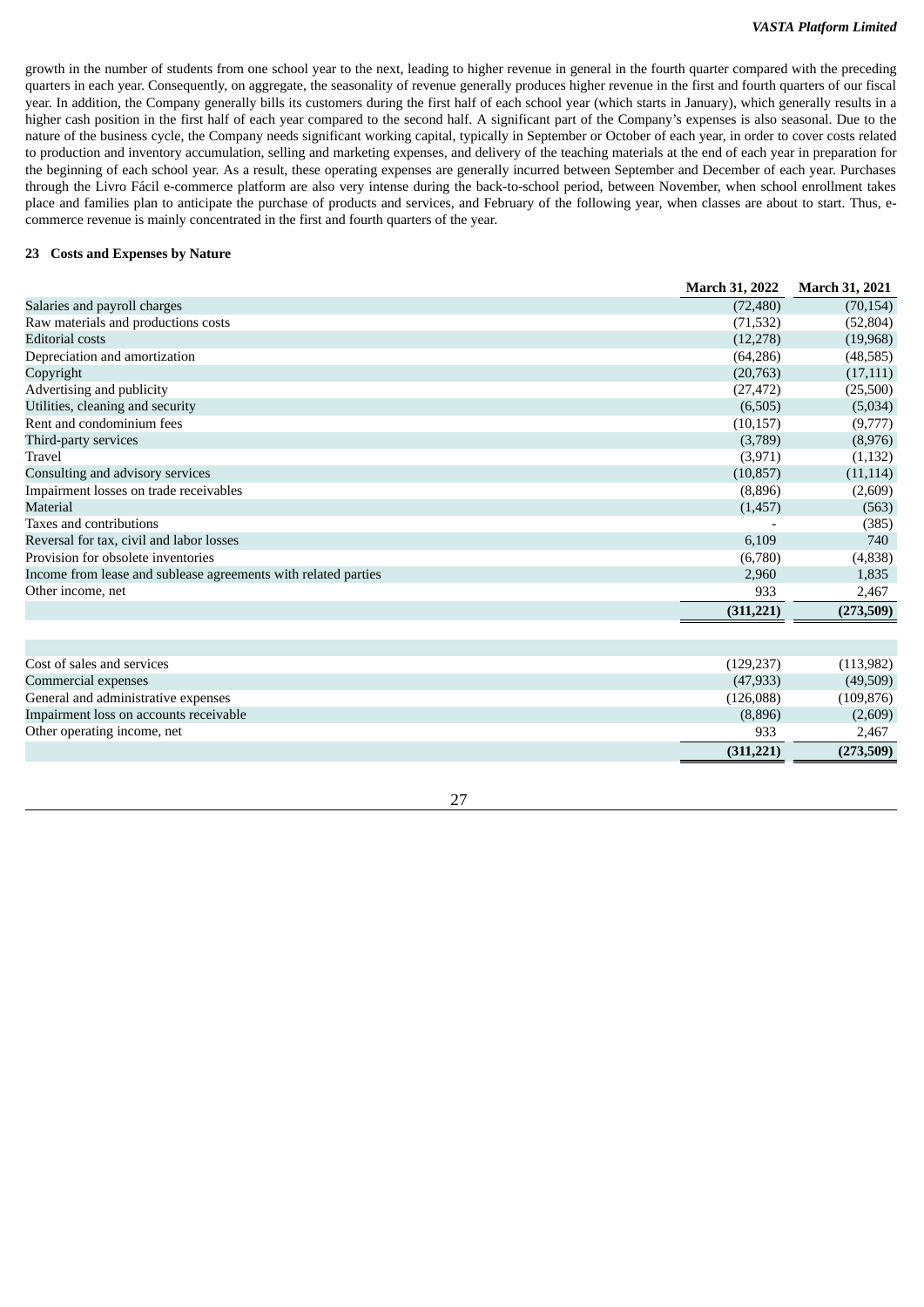growth in the number of students from one school year to the next, leading to higher revenue in general in the fourth quarter compared with the preceding quarters in each year. Consequently, on aggregate, the seasonality of revenue generally produces higher revenue in the first and fourth quarters of our fiscal year. In addition, the Company generally bills its customers during the first half of each school year (which starts in January), which generally results in a higher cash position in the first half of each year compared to the second half. A significant part of the Company's expenses is also seasonal. Due to the nature of the business cycle, the Company needs significant working capital, typically in September or October of each year, in order to cover costs related to production and inventory accumulation, selling and marketing expenses, and delivery of the teaching materials at the end of each year in preparation for the beginning of each school year. As a result, these operating expenses are generally incurred between September and December of each year. Purchases through the Livro Fácil e-commerce platform are also very intense during the back-to-school period, between November, when school enrollment takes place and families plan to anticipate the purchase of products and services, and February of the following year, when classes are about to start. Thus, e-commerce revenue is mainly concentrated in the first and fourth quarters of the year.

## 23 Costs and Expenses by Nature

| | March 31, 2022 | March 31, 2021 |
|---|---|---|
| Salaries and payroll charges | (72,480) | (70,154) |
| Raw materials and productions costs | (71,532) | (52,804) |
| Editorial costs | (12,278) | (19,968) |
| Depreciation and amortization | (64,286) | (48,585) |
| Copyright | (20,763) | (17,111) |
| Advertising and publicity | (27,472) | (25,500) |
| Utilities, cleaning and security | (6,505) | (5,034) |
| Rent and condominium fees | (10,157) | (9,777) |
| Third-party services | (3,789) | (8,976) |
| Travel | (3,971) | (1,132) |
| Consulting and advisory services | (10,857) | (11,114) |
| Impairment losses on trade receivables | (8,896) | (2,609) |
| Material | (1,457) | (563) |
| Taxes and contributions | - | (385) |
| Reversal for tax, civil and labor losses | 6,109 | 740 |
| Provision for obsolete inventories | (6,780) | (4,838) |
| Income from lease and sublease agreements with related parties | 2,960 | 1,835 |
| Other income, net | 933 | 2,467 |
| | **(311,221)** | **(273,509)** |

| | March 31, 2022 | March 31, 2021 |
|---|---|---|
| Cost of sales and services | (129,237) | (113,982) |
| Commercial expenses | (47,933) | (49,509) |
| General and administrative expenses | (126,088) | (109,876) |
| Impairment loss on accounts receivable | (8,896) | (2,609) |
| Other operating income, net | 933 | 2,467 |
| | **(311,221)** | **(273,509)** |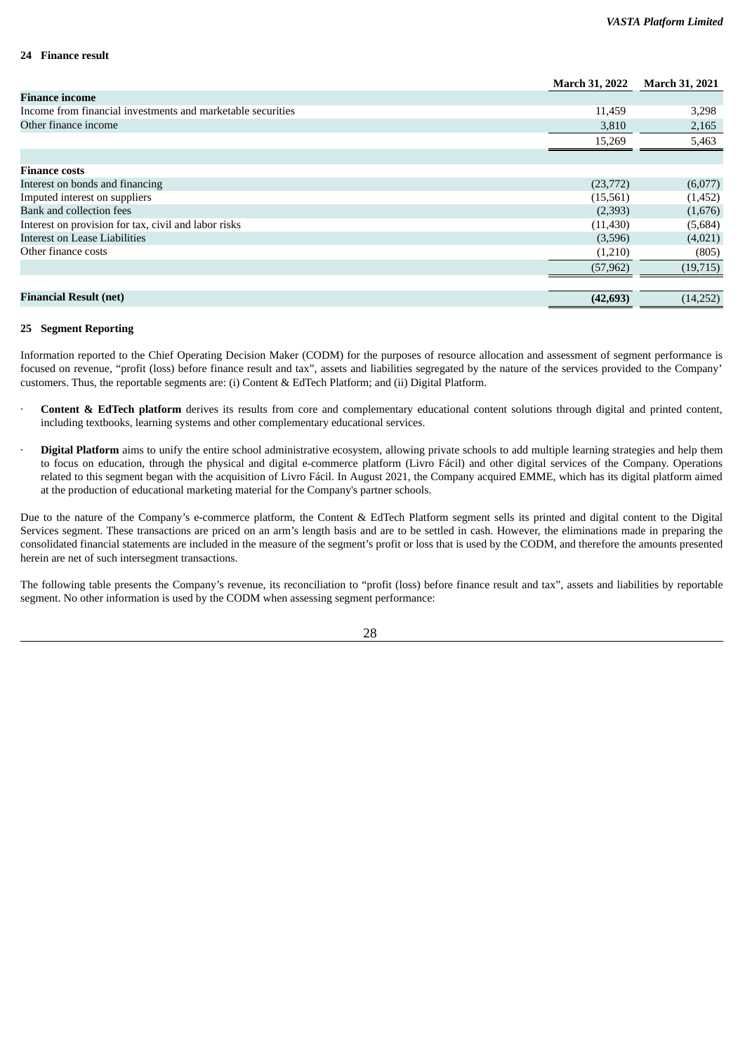## 24 Finance result

| | March 31, 2022 | March 31, 2021 |
|---|---|---|
| **Finance income** | | |
| Income from financial investments and marketable securities | 11,459 | 3,298 |
| Other finance income | 3,810 | 2,165 |
| | 15,269 | 5,463 |
| | | |
| **Finance costs** | | |
| Interest on bonds and financing | (23,772) | (6,077) |
| Imputed interest on suppliers | (15,561) | (1,452) |
| Bank and collection fees | (2,393) | (1,676) |
| Interest on provision for tax, civil and labor risks | (11,430) | (5,684) |
| Interest on Lease Liabilities | (3,596) | (4,021) |
| Other finance costs | (1,210) | (805) |
| | (57,962) | (19,715) |
| | | |
| **Financial Result (net)** | **(42,693)** | (14,252) |

## 25 Segment Reporting

Information reported to the Chief Operating Decision Maker (CODM) for the purposes of resource allocation and assessment of segment performance is focused on revenue, "profit (loss) before finance result and tax", assets and liabilities segregated by the nature of the services provided to the Company' customers. Thus, the reportable segments are: (i) Content & EdTech Platform; and (ii) Digital Platform.

- **Content & EdTech platform** derives its results from core and complementary educational content solutions through digital and printed content, including textbooks, learning systems and other complementary educational services.
- **Digital Platform** aims to unify the entire school administrative ecosystem, allowing private schools to add multiple learning strategies and help them to focus on education, through the physical and digital e-commerce platform (Livro Fácil) and other digital services of the Company. Operations related to this segment began with the acquisition of Livro Fácil. In August 2021, the Company acquired EMME, which has its digital platform aimed at the production of educational marketing material for the Company's partner schools.

Due to the nature of the Company's e-commerce platform, the Content & EdTech Platform segment sells its printed and digital content to the Digital Services segment. These transactions are priced on an arm's length basis and are to be settled in cash. However, the eliminations made in preparing the consolidated financial statements are included in the measure of the segment's profit or loss that is used by the CODM, and therefore the amounts presented herein are net of such intersegment transactions.

The following table presents the Company's revenue, its reconciliation to "profit (loss) before finance result and tax", assets and liabilities by reportable segment. No other information is used by the CODM when assessing segment performance: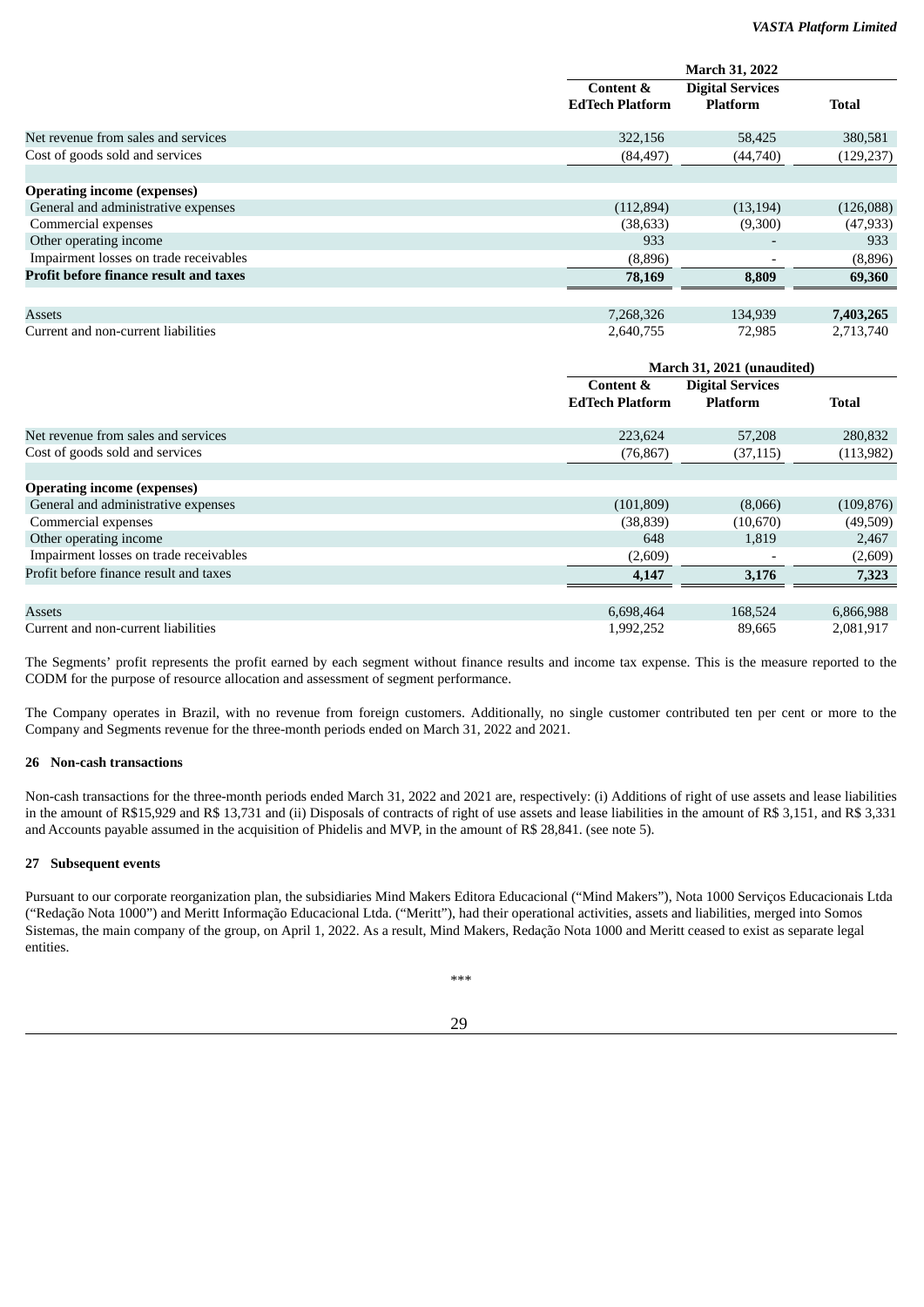| | March 31, 2022 | | |
|---|---|---|---|
| | Content & EdTech Platform | Digital Services Platform | Total |
| Net revenue from sales and services | 322,156 | 58,425 | 380,581 |
| Cost of goods sold and services | (84,497) | (44,740) | (129,237) |
| | | | |
| **Operating income (expenses)** | | | |
| General and administrative expenses | (112,894) | (13,194) | (126,088) |
| Commercial expenses | (38,633) | (9,300) | (47,933) |
| Other operating income | 933 | - | 933 |
| Impairment losses on trade receivables | (8,896) | - | (8,896) |
| **Profit before finance result and taxes** | **78,169** | **8,809** | **69,360** |
| | | | |
| Assets | 7,268,326 | 134,939 | **7,403,265** |
| Current and non-current liabilities | 2,640,755 | 72,985 | 2,713,740 |

| | March 31, 2021 (unaudited) | | |
|---|---|---|---|
| | Content & EdTech Platform | Digital Services Platform | Total |
| Net revenue from sales and services | 223,624 | 57,208 | 280,832 |
| Cost of goods sold and services | (76,867) | (37,115) | (113,982) |
| | | | |
| **Operating income (expenses)** | | | |
| General and administrative expenses | (101,809) | (8,066) | (109,876) |
| Commercial expenses | (38,839) | (10,670) | (49,509) |
| Other operating income | 648 | 1,819 | 2,467 |
| Impairment losses on trade receivables | (2,609) | - | (2,609) |
| Profit before finance result and taxes | **4,147** | **3,176** | **7,323** |
| | | | |
| Assets | 6,698,464 | 168,524 | 6,866,988 |
| Current and non-current liabilities | 1,992,252 | 89,665 | 2,081,917 |

The Segments' profit represents the profit earned by each segment without finance results and income tax expense. This is the measure reported to the CODM for the purpose of resource allocation and assessment of segment performance.

The Company operates in Brazil, with no revenue from foreign customers. Additionally, no single customer contributed ten per cent or more to the Company and Segments revenue for the three-month periods ended on March 31, 2022 and 2021.

## 26 Non-cash transactions

Non-cash transactions for the three-month periods ended March 31, 2022 and 2021 are, respectively: (i) Additions of right of use assets and lease liabilities in the amount of R$15,929 and R$ 13,731 and (ii) Disposals of contracts of right of use assets and lease liabilities in the amount of R$ 3,151, and R$ 3,331 and Accounts payable assumed in the acquisition of Phidelis and MVP, in the amount of R$ 28,841. (see note 5).

## 27 Subsequent events

Pursuant to our corporate reorganization plan, the subsidiaries Mind Makers Editora Educacional ("Mind Makers"), Nota 1000 Serviços Educacionais Ltda ("Redação Nota 1000") and Meritt Informação Educacional Ltda. ("Meritt"), had their operational activities, assets and liabilities, merged into Somos Sistemas, the main company of the group, on April 1, 2022. As a result, Mind Makers, Redação Nota 1000 and Meritt ceased to exist as separate legal entities.

***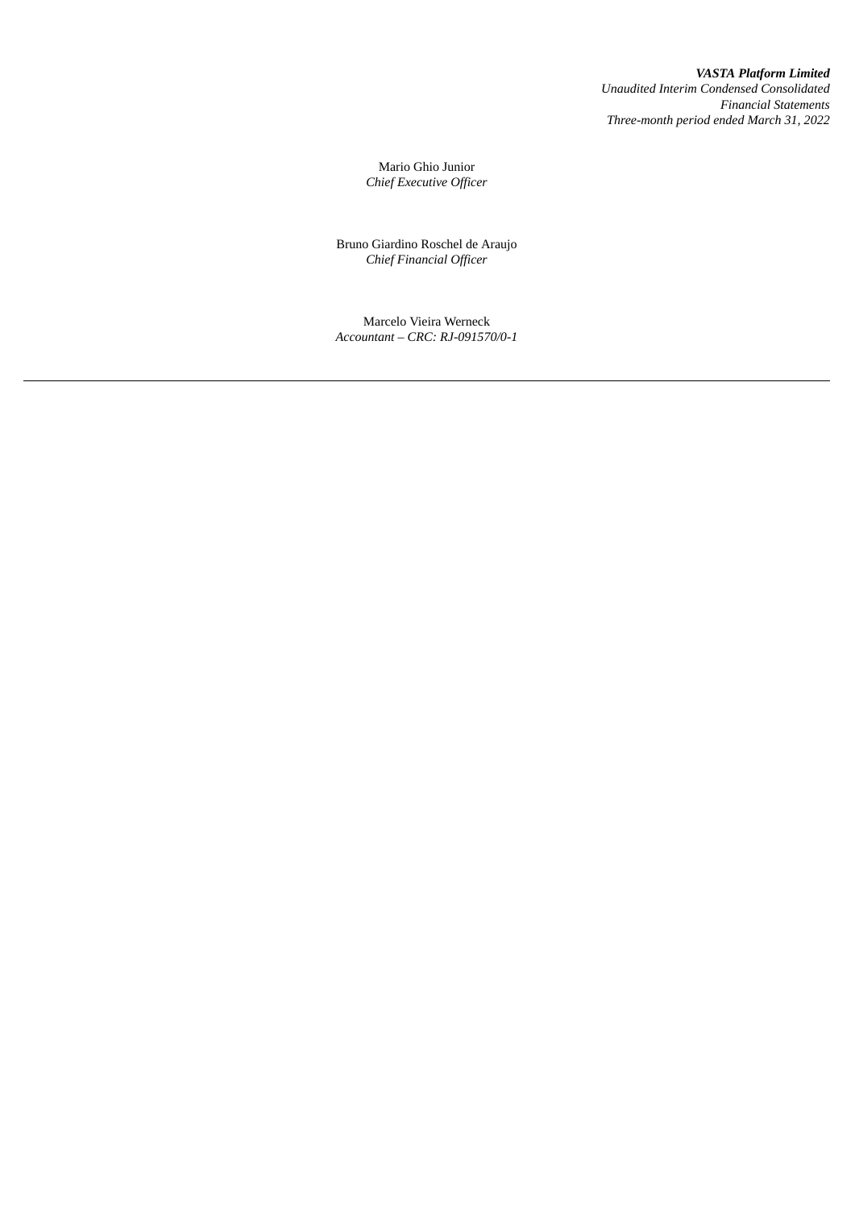Mario Ghio Junior
*Chief Executive Officer*

Bruno Giardino Roschel de Araujo
*Chief Financial Officer*

Marcelo Vieira Werneck
*Accountant – CRC: RJ-091570/0-1*